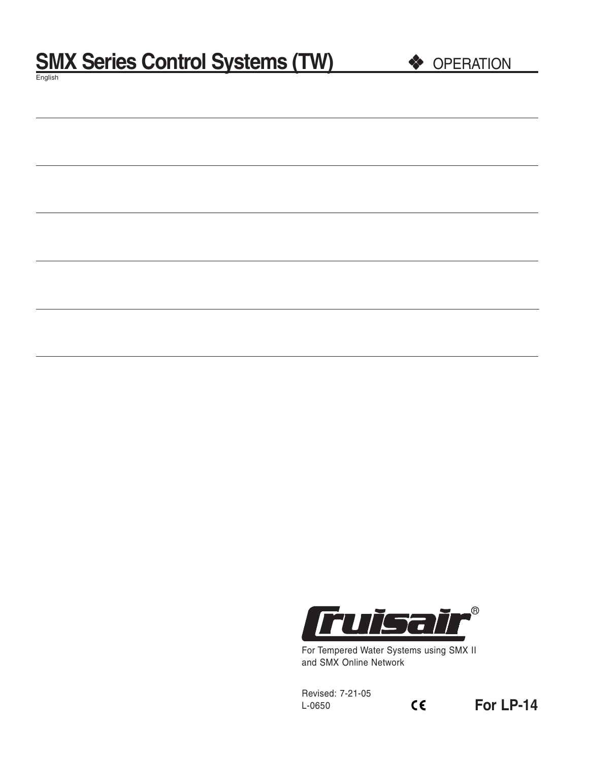# SMX Series Control Systems (TW)

❖ OPERATION

English

Cruisair®

For Tempered Water Systems using SMX II and SMX Online Network

Revised: 7-21-05
L-0650

CE

**For LP-14**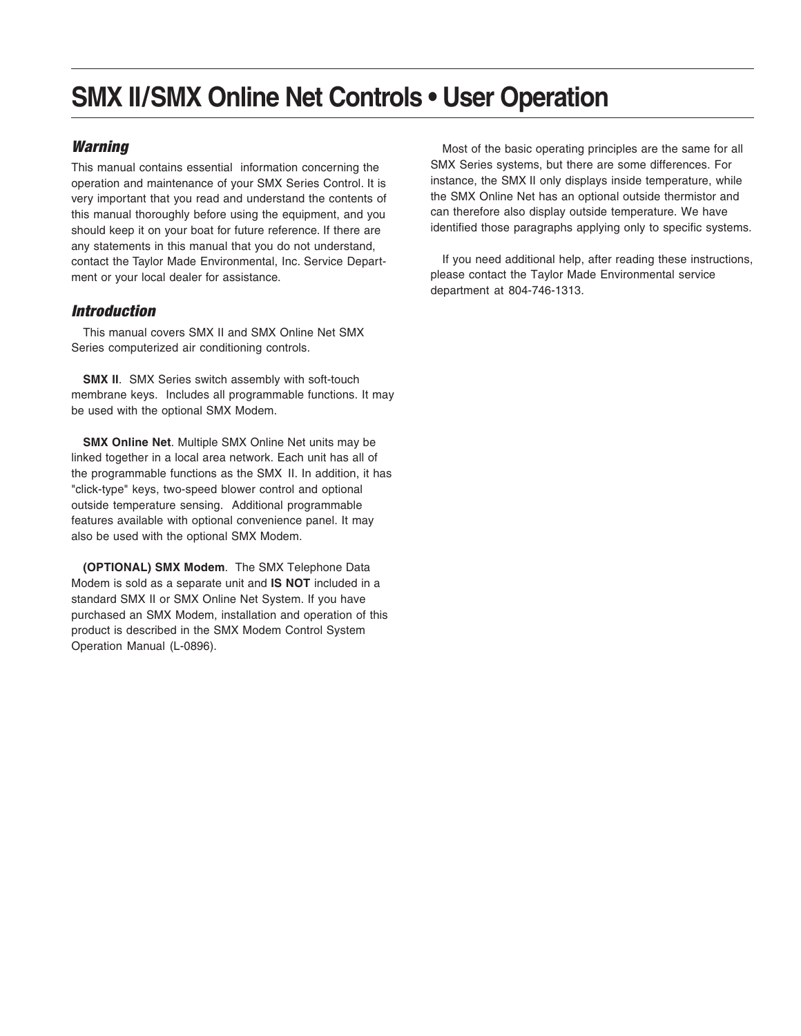# SMX II/SMX Online Net Controls • User Operation

## *Warning*

This manual contains essential information concerning the operation and maintenance of your SMX Series Control. It is very important that you read and understand the contents of this manual thoroughly before using the equipment, and you should keep it on your boat for future reference. If there are any statements in this manual that you do not understand, contact the Taylor Made Environmental, Inc. Service Department or your local dealer for assistance.

## *Introduction*

This manual covers SMX II and SMX Online Net SMX Series computerized air conditioning controls.

**SMX II**. SMX Series switch assembly with soft-touch membrane keys. Includes all programmable functions. It may be used with the optional SMX Modem.

**SMX Online Net**. Multiple SMX Online Net units may be linked together in a local area network. Each unit has all of the programmable functions as the SMX II. In addition, it has "click-type" keys, two-speed blower control and optional outside temperature sensing. Additional programmable features available with optional convenience panel. It may also be used with the optional SMX Modem.

**(OPTIONAL) SMX Modem**. The SMX Telephone Data Modem is sold as a separate unit and **IS NOT** included in a standard SMX II or SMX Online Net System. If you have purchased an SMX Modem, installation and operation of this product is described in the SMX Modem Control System Operation Manual (L-0896).

Most of the basic operating principles are the same for all SMX Series systems, but there are some differences. For instance, the SMX II only displays inside temperature, while the SMX Online Net has an optional outside thermistor and can therefore also display outside temperature. We have identified those paragraphs applying only to specific systems.

If you need additional help, after reading these instructions, please contact the Taylor Made Environmental service department at 804-746-1313.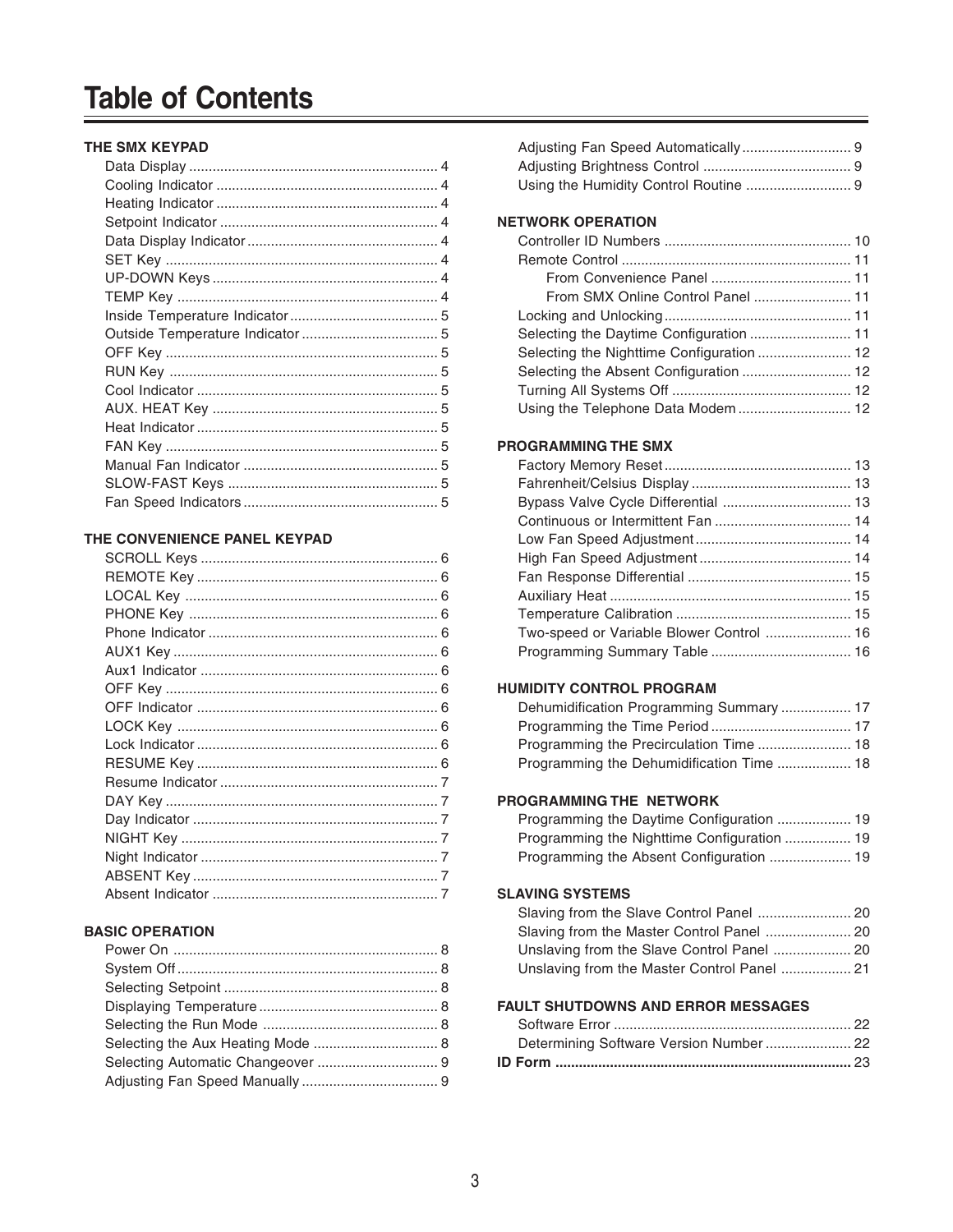# Table of Contents

**THE SMX KEYPAD**

- Data Display ........ 4
- Cooling Indicator ........ 4
- Heating Indicator ........ 4
- Setpoint Indicator ........ 4
- Data Display Indicator ........ 4
- SET Key ........ 4
- UP-DOWN Keys ........ 4
- TEMP Key ........ 4
- Inside Temperature Indicator ........ 5
- Outside Temperature Indicator ........ 5
- OFF Key ........ 5
- RUN Key ........ 5
- Cool Indicator ........ 5
- AUX. HEAT Key ........ 5
- Heat Indicator ........ 5
- FAN Key ........ 5
- Manual Fan Indicator ........ 5
- SLOW-FAST Keys ........ 5
- Fan Speed Indicators ........ 5

**THE CONVENIENCE PANEL KEYPAD**

- SCROLL Keys ........ 6
- REMOTE Key ........ 6
- LOCAL Key ........ 6
- PHONE Key ........ 6
- Phone Indicator ........ 6
- AUX1 Key ........ 6
- Aux1 Indicator ........ 6
- OFF Key ........ 6
- OFF Indicator ........ 6
- LOCK Key ........ 6
- Lock Indicator ........ 6
- RESUME Key ........ 6
- Resume Indicator ........ 7
- DAY Key ........ 7
- Day Indicator ........ 7
- NIGHT Key ........ 7
- Night Indicator ........ 7
- ABSENT Key ........ 7
- Absent Indicator ........ 7

**BASIC OPERATION**

- Power On ........ 8
- System Off ........ 8
- Selecting Setpoint ........ 8
- Displaying Temperature ........ 8
- Selecting the Run Mode ........ 8
- Selecting the Aux Heating Mode ........ 8
- Selecting Automatic Changeover ........ 9
- Adjusting Fan Speed Manually ........ 9
- Adjusting Fan Speed Automatically ........ 9
- Adjusting Brightness Control ........ 9
- Using the Humidity Control Routine ........ 9

**NETWORK OPERATION**

- Controller ID Numbers ........ 10
- Remote Control ........ 11
  - From Convenience Panel ........ 11
  - From SMX Online Control Panel ........ 11
- Locking and Unlocking ........ 11
- Selecting the Daytime Configuration ........ 11
- Selecting the Nighttime Configuration ........ 12
- Selecting the Absent Configuration ........ 12
- Turning All Systems Off ........ 12
- Using the Telephone Data Modem ........ 12

**PROGRAMMING THE SMX**

- Factory Memory Reset ........ 13
- Fahrenheit/Celsius Display ........ 13
- Bypass Valve Cycle Differential ........ 13
- Continuous or Intermittent Fan ........ 14
- Low Fan Speed Adjustment ........ 14
- High Fan Speed Adjustment ........ 14
- Fan Response Differential ........ 15
- Auxiliary Heat ........ 15
- Temperature Calibration ........ 15
- Two-speed or Variable Blower Control ........ 16
- Programming Summary Table ........ 16

**HUMIDITY CONTROL PROGRAM**

- Dehumidification Programming Summary ........ 17
- Programming the Time Period ........ 17
- Programming the Precirculation Time ........ 18
- Programming the Dehumidification Time ........ 18

**PROGRAMMING THE NETWORK**

- Programming the Daytime Configuration ........ 19
- Programming the Nighttime Configuration ........ 19
- Programming the Absent Configuration ........ 19

**SLAVING SYSTEMS**

- Slaving from the Slave Control Panel ........ 20
- Slaving from the Master Control Panel ........ 20
- Unslaving from the Slave Control Panel ........ 20
- Unslaving from the Master Control Panel ........ 21

**FAULT SHUTDOWNS AND ERROR MESSAGES**

- Software Error ........ 22
- Determining Software Version Number ........ 22

**ID Form ........ 23**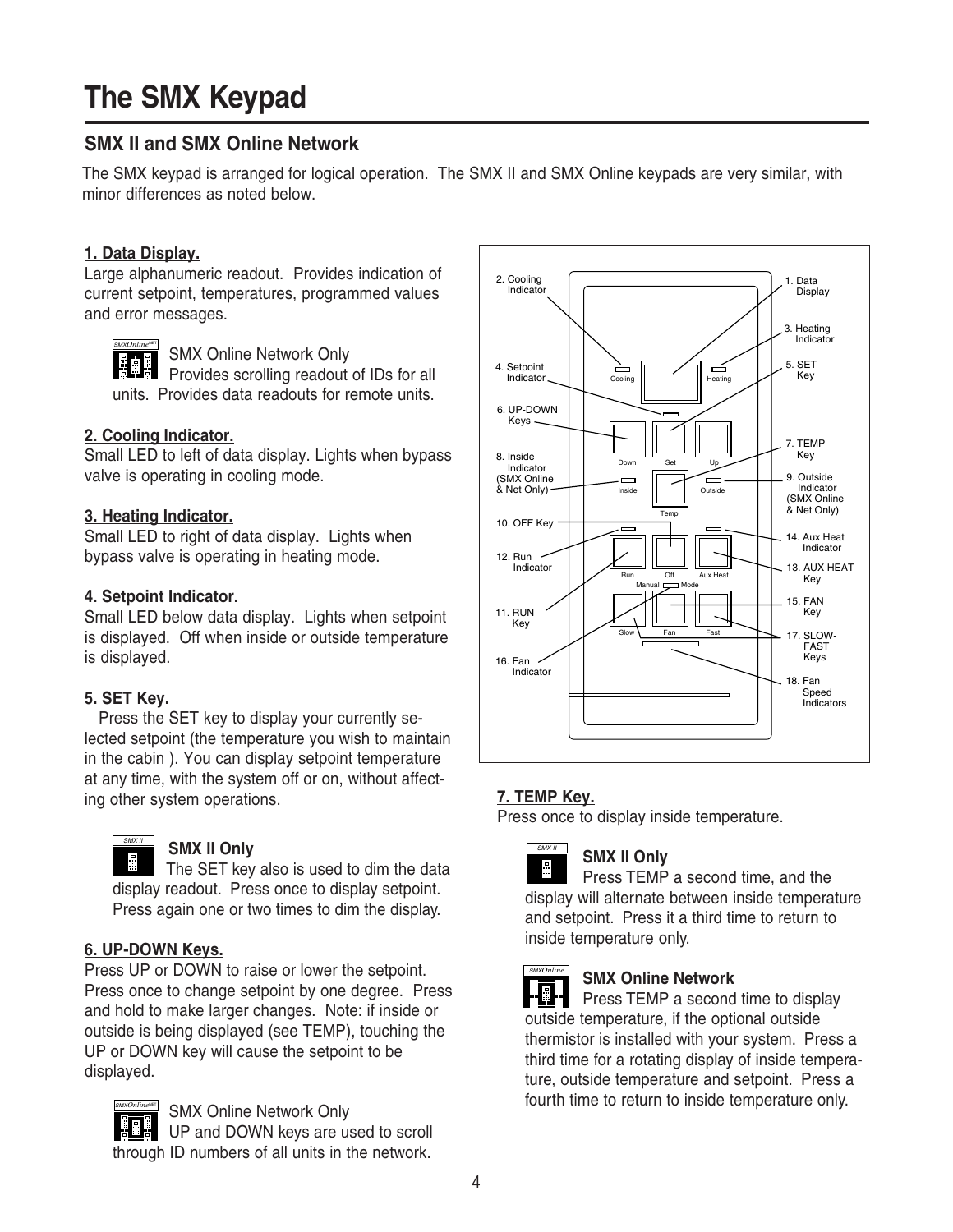# The SMX Keypad

## SMX II and SMX Online Network

The SMX keypad is arranged for logical operation. The SMX II and SMX Online keypads are very similar, with minor differences as noted below.

**1. Data Display.**

Large alphanumeric readout. Provides indication of current setpoint, temperatures, programmed values and error messages.

SMX Online Network Only
Provides scrolling readout of IDs for all units. Provides data readouts for remote units.

**2. Cooling Indicator.**

Small LED to left of data display. Lights when bypass valve is operating in cooling mode.

**3. Heating Indicator.**

Small LED to right of data display. Lights when bypass valve is operating in heating mode.

**4. Setpoint Indicator.**

Small LED below data display. Lights when setpoint is displayed. Off when inside or outside temperature is displayed.

**5. SET Key.**

Press the SET key to display your currently selected setpoint (the temperature you wish to maintain in the cabin ). You can display setpoint temperature at any time, with the system off or on, without affecting other system operations.

**SMX II Only**
The SET key also is used to dim the data display readout. Press once to display setpoint. Press again one or two times to dim the display.

**6. UP-DOWN Keys.**

Press UP or DOWN to raise or lower the setpoint. Press once to change setpoint by one degree. Press and hold to make larger changes. Note: if inside or outside is being displayed (see TEMP), touching the UP or DOWN key will cause the setpoint to be displayed.

SMX Online Network Only
UP and DOWN keys are used to scroll through ID numbers of all units in the network.

1. Data Display
2. Cooling Indicator
3. Heating Indicator
4. Setpoint Indicator
5. SET Key
6. UP-DOWN Keys
7. TEMP Key
8. Inside Indicator (SMX Online & Net Only)
9. Outside Indicator (SMX Online & Net Only)
10. OFF Key
11. RUN Key
12. Run Indicator
13. AUX HEAT Key
14. Aux Heat Indicator
15. FAN Key
16. Fan Indicator
17. SLOW-FAST Keys
18. Fan Speed Indicators

**7. TEMP Key.**

Press once to display inside temperature.

**SMX II Only**
Press TEMP a second time, and the display will alternate between inside temperature and setpoint. Press it a third time to return to inside temperature only.

**SMX Online Network**
Press TEMP a second time to display outside temperature, if the optional outside thermistor is installed with your system. Press a third time for a rotating display of inside temperature, outside temperature and setpoint. Press a fourth time to return to inside temperature only.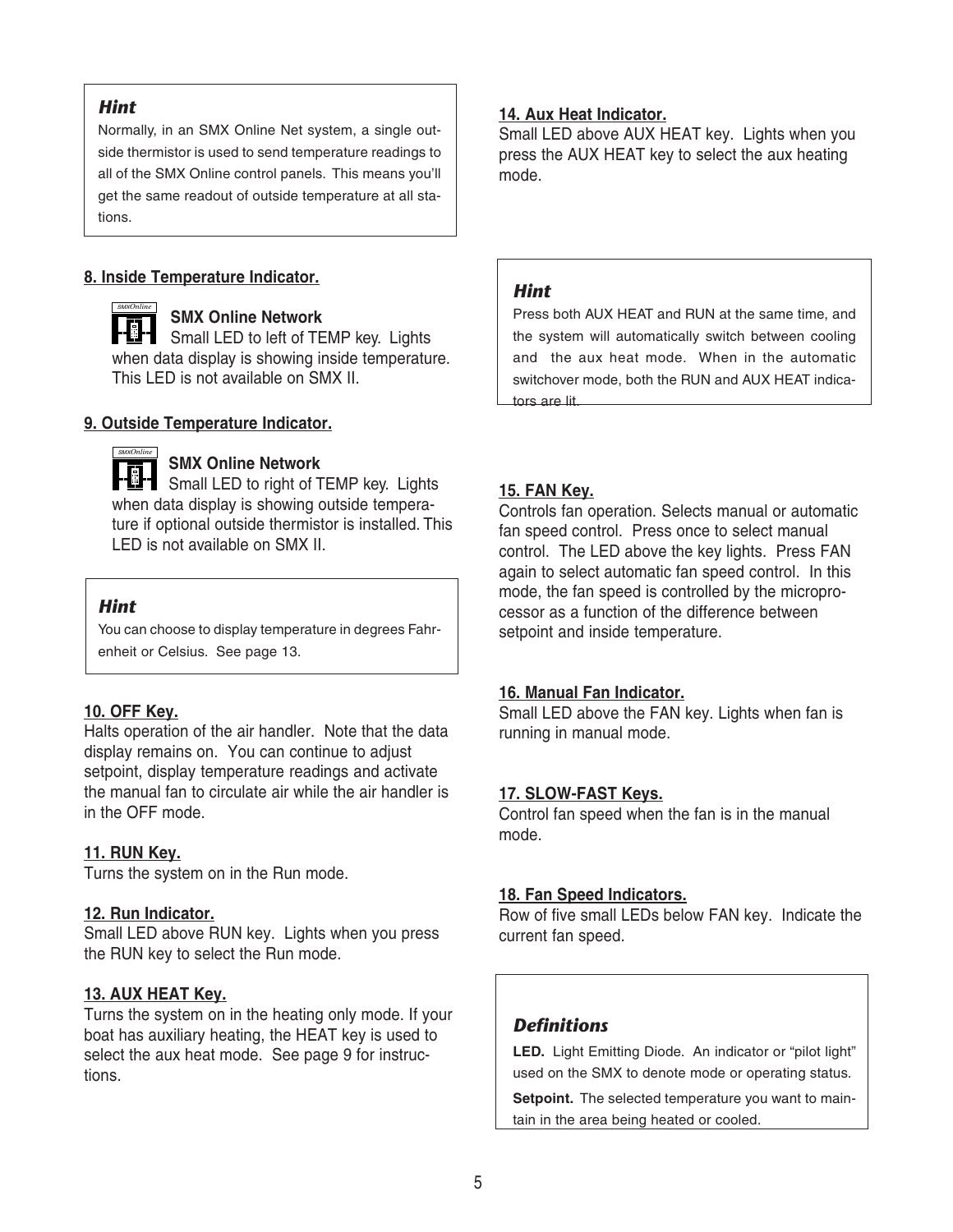> ***Hint***
>
> Normally, in an SMX Online Net system, a single outside thermistor is used to send temperature readings to all of the SMX Online control panels. This means you'll get the same readout of outside temperature at all stations.

### 8. Inside Temperature Indicator.

**SMX Online Network**
Small LED to left of TEMP key. Lights when data display is showing inside temperature. This LED is not available on SMX II.

### 9. Outside Temperature Indicator.

**SMX Online Network**
Small LED to right of TEMP key. Lights when data display is showing outside temperature if optional outside thermistor is installed. This LED is not available on SMX II.

> ***Hint***
>
> You can choose to display temperature in degrees Fahrenheit or Celsius. See page 13.

### 10. OFF Key.

Halts operation of the air handler. Note that the data display remains on. You can continue to adjust setpoint, display temperature readings and activate the manual fan to circulate air while the air handler is in the OFF mode.

### 11. RUN Key.

Turns the system on in the Run mode.

### 12. Run Indicator.

Small LED above RUN key. Lights when you press the RUN key to select the Run mode.

### 13. AUX HEAT Key.

Turns the system on in the heating only mode. If your boat has auxiliary heating, the HEAT key is used to select the aux heat mode. See page 9 for instructions.

### 14. Aux Heat Indicator.

Small LED above AUX HEAT key. Lights when you press the AUX HEAT key to select the aux heating mode.

> ***Hint***
>
> Press both AUX HEAT and RUN at the same time, and the system will automatically switch between cooling and the aux heat mode. When in the automatic switchover mode, both the RUN and AUX HEAT indicators are lit.

### 15. FAN Key.

Controls fan operation. Selects manual or automatic fan speed control. Press once to select manual control. The LED above the key lights. Press FAN again to select automatic fan speed control. In this mode, the fan speed is controlled by the microprocessor as a function of the difference between setpoint and inside temperature.

### 16. Manual Fan Indicator.

Small LED above the FAN key. Lights when fan is running in manual mode.

### 17. SLOW-FAST Keys.

Control fan speed when the fan is in the manual mode.

### 18. Fan Speed Indicators.

Row of five small LEDs below FAN key. Indicate the current fan speed.

> ***Definitions***
>
> **LED.** Light Emitting Diode. An indicator or "pilot light" used on the SMX to denote mode or operating status.
>
> **Setpoint.** The selected temperature you want to maintain in the area being heated or cooled.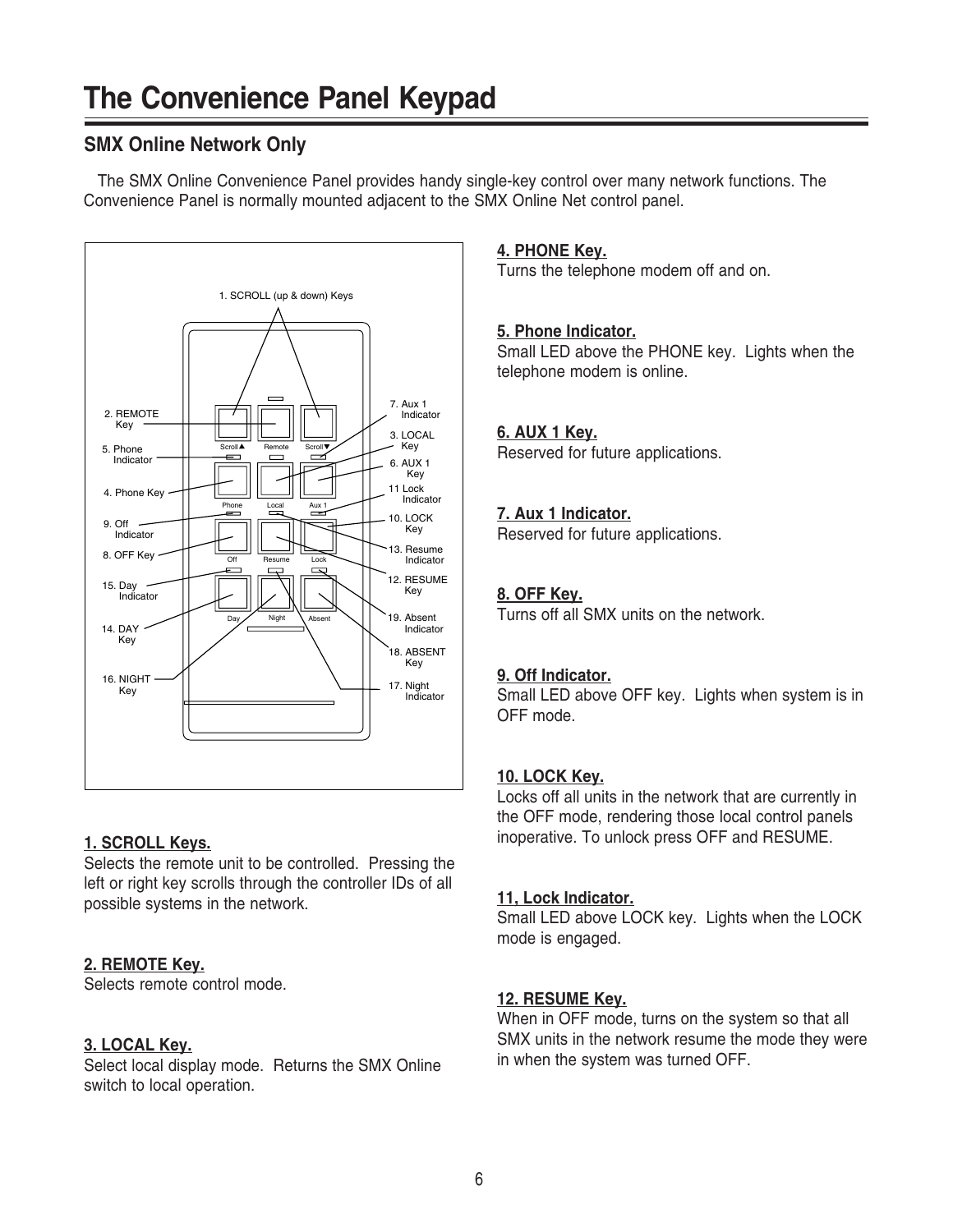# The Convenience Panel Keypad

## SMX Online Network Only

The SMX Online Convenience Panel provides handy single-key control over many network functions. The Convenience Panel is normally mounted adjacent to the SMX Online Net control panel.

1. SCROLL (up & down) Keys
2. REMOTE Key
3. LOCAL Key
4. Phone Key
5. Phone Indicator
6. AUX 1 Key
7. Aux 1 Indicator
8. OFF Key
9. Off Indicator
10. LOCK Key
11 Lock Indicator
12. RESUME Key
13. Resume Indicator
14. DAY Key
15. Day Indicator
16. NIGHT Key
17. Night Indicator
18. ABSENT Key
19. Absent Indicator

Scroll▲ Remote Scroll▼ Phone Local Aux 1 Off Resume Lock Day Night Absent

**1. SCROLL Keys.**
Selects the remote unit to be controlled. Pressing the left or right key scrolls through the controller IDs of all possible systems in the network.

**2. REMOTE Key.**
Selects remote control mode.

**3. LOCAL Key.**
Select local display mode. Returns the SMX Online switch to local operation.

**4. PHONE Key.**
Turns the telephone modem off and on.

**5. Phone Indicator.**
Small LED above the PHONE key. Lights when the telephone modem is online.

**6. AUX 1 Key.**
Reserved for future applications.

**7. Aux 1 Indicator.**
Reserved for future applications.

**8. OFF Key.**
Turns off all SMX units on the network.

**9. Off Indicator.**
Small LED above OFF key. Lights when system is in OFF mode.

**10. LOCK Key.**
Locks off all units in the network that are currently in the OFF mode, rendering those local control panels inoperative. To unlock press OFF and RESUME.

**11, Lock Indicator.**
Small LED above LOCK key. Lights when the LOCK mode is engaged.

**12. RESUME Key.**
When in OFF mode, turns on the system so that all SMX units in the network resume the mode they were in when the system was turned OFF.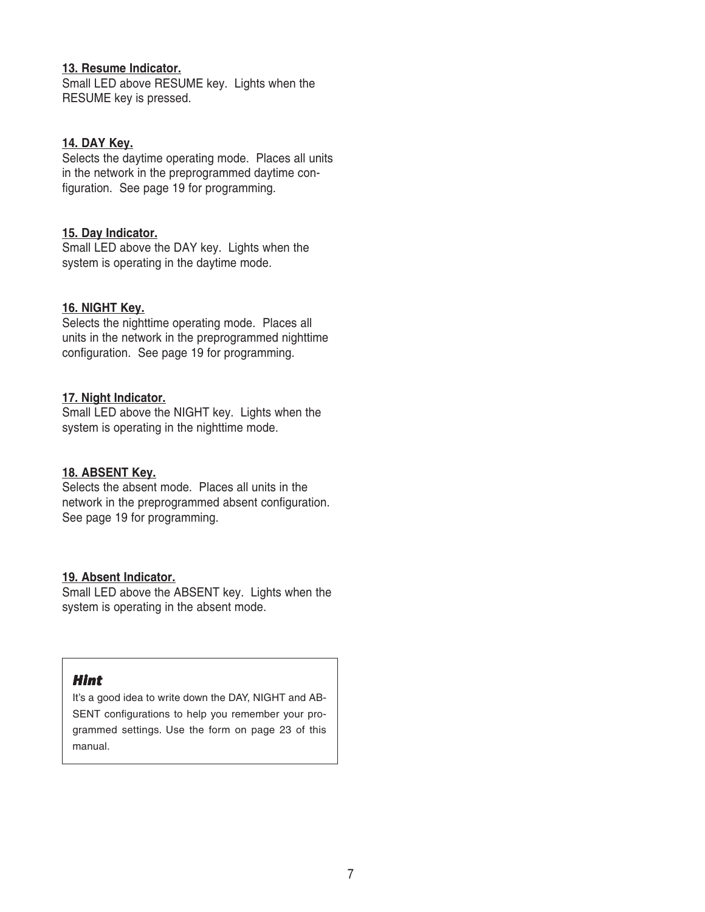**13. Resume Indicator.**
Small LED above RESUME key. Lights when the RESUME key is pressed.

**14. DAY Key.**
Selects the daytime operating mode. Places all units in the network in the preprogrammed daytime configuration. See page 19 for programming.

**15. Day Indicator.**
Small LED above the DAY key. Lights when the system is operating in the daytime mode.

**16. NIGHT Key.**
Selects the nighttime operating mode. Places all units in the network in the preprogrammed nighttime configuration. See page 19 for programming.

**17. Night Indicator.**
Small LED above the NIGHT key. Lights when the system is operating in the nighttime mode.

**18. ABSENT Key.**
Selects the absent mode. Places all units in the network in the preprogrammed absent configuration. See page 19 for programming.

**19. Absent Indicator.**
Small LED above the ABSENT key. Lights when the system is operating in the absent mode.

> ***Hint***
>
> It's a good idea to write down the DAY, NIGHT and ABSENT configurations to help you remember your programmed settings. Use the form on page 23 of this manual.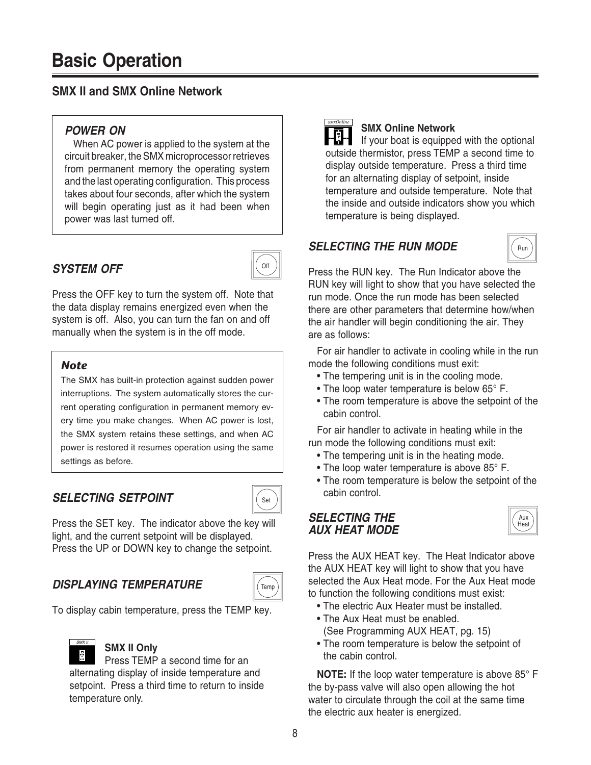# Basic Operation

## SMX II and SMX Online Network

### POWER ON

When AC power is applied to the system at the circuit breaker, the SMX microprocessor retrieves from permanent memory the operating system and the last operating configuration. This process takes about four seconds, after which the system will begin operating just as it had been when power was last turned off.

### SYSTEM OFF

Press the OFF key to turn the system off. Note that the data display remains energized even when the system is off. Also, you can turn the fan on and off manually when the system is in the off mode.

> **Note**
>
> The SMX has built-in protection against sudden power interruptions. The system automatically stores the current operating configuration in permanent memory every time you make changes. When AC power is lost, the SMX system retains these settings, and when AC power is restored it resumes operation using the same settings as before.

### SELECTING SETPOINT

Press the SET key. The indicator above the key will light, and the current setpoint will be displayed. Press the UP or DOWN key to change the setpoint.

### DISPLAYING TEMPERATURE

To display cabin temperature, press the TEMP key.

**SMX II Only**

Press TEMP a second time for an alternating display of inside temperature and setpoint. Press a third time to return to inside temperature only.

**SMX Online Network**

If your boat is equipped with the optional outside thermistor, press TEMP a second time to display outside temperature. Press a third time for an alternating display of setpoint, inside temperature and outside temperature. Note that the inside and outside indicators show you which temperature is being displayed.

### SELECTING THE RUN MODE

Press the RUN key. The Run Indicator above the RUN key will light to show that you have selected the run mode. Once the run mode has been selected there are other parameters that determine how/when the air handler will begin conditioning the air. They are as follows:

For air handler to activate in cooling while in the run mode the following conditions must exit:

- The tempering unit is in the cooling mode.
- The loop water temperature is below 65° F.
- The room temperature is above the setpoint of the cabin control.

For air handler to activate in heating while in the run mode the following conditions must exit:

- The tempering unit is in the heating mode.
- The loop water temperature is above 85° F.
- The room temperature is below the setpoint of the cabin control.

### SELECTING THE AUX HEAT MODE

Press the AUX HEAT key. The Heat Indicator above the AUX HEAT key will light to show that you have selected the Aux Heat mode. For the Aux Heat mode to function the following conditions must exist:

- The electric Aux Heater must be installed.
- The Aux Heat must be enabled. (See Programming AUX HEAT, pg. 15)
- The room temperature is below the setpoint of the cabin control.

**NOTE:** If the loop water temperature is above 85° F the by-pass valve will also open allowing the hot water to circulate through the coil at the same time the electric aux heater is energized.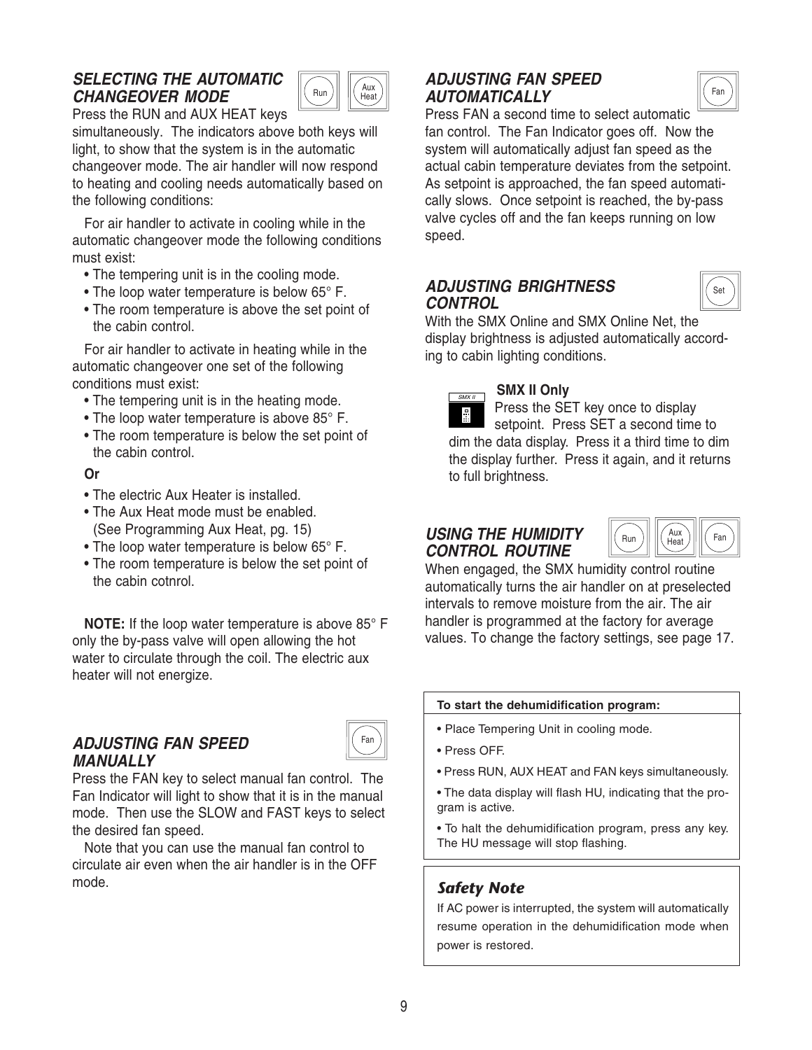### *SELECTING THE AUTOMATIC CHANGEOVER MODE*

Run | Aux Heat

Press the RUN and AUX HEAT keys simultaneously. The indicators above both keys will light, to show that the system is in the automatic changeover mode. The air handler will now respond to heating and cooling needs automatically based on the following conditions:

For air handler to activate in cooling while in the automatic changeover mode the following conditions must exist:

- The tempering unit is in the cooling mode.
- The loop water temperature is below 65° F.
- The room temperature is above the set point of the cabin control.

For air handler to activate in heating while in the automatic changeover one set of the following conditions must exist:

- The tempering unit is in the heating mode.
- The loop water temperature is above 85° F.
- The room temperature is below the set point of the cabin control.

**Or**

- The electric Aux Heater is installed.
- The Aux Heat mode must be enabled. (See Programming Aux Heat, pg. 15)
- The loop water temperature is below 65° F.
- The room temperature is below the set point of the cabin cotnrol.

**NOTE:** If the loop water temperature is above 85° F only the by-pass valve will open allowing the hot water to circulate through the coil. The electric aux heater will not energize.

### *ADJUSTING FAN SPEED MANUALLY*

Fan

Press the FAN key to select manual fan control. The Fan Indicator will light to show that it is in the manual mode. Then use the SLOW and FAST keys to select the desired fan speed.

Note that you can use the manual fan control to circulate air even when the air handler is in the OFF mode.

### *ADJUSTING FAN SPEED AUTOMATICALLY*

Fan

Press FAN a second time to select automatic fan control. The Fan Indicator goes off. Now the system will automatically adjust fan speed as the actual cabin temperature deviates from the setpoint. As setpoint is approached, the fan speed automatically slows. Once setpoint is reached, the by-pass valve cycles off and the fan keeps running on low speed.

### *ADJUSTING BRIGHTNESS CONTROL*

Set

With the SMX Online and SMX Online Net, the display brightness is adjusted automatically according to cabin lighting conditions.

**SMX II Only**

Press the SET key once to display setpoint. Press SET a second time to dim the data display. Press it a third time to dim the display further. Press it again, and it returns to full brightness.

### *USING THE HUMIDITY CONTROL ROUTINE*

Run | Aux Heat | Fan

When engaged, the SMX humidity control routine automatically turns the air handler on at preselected intervals to remove moisture from the air. The air handler is programmed at the factory for average values. To change the factory settings, see page 17.

**To start the dehumidification program:**

- Place Tempering Unit in cooling mode.
- Press OFF.
- Press RUN, AUX HEAT and FAN keys simultaneously.
- The data display will flash HU, indicating that the program is active.
- To halt the dehumidification program, press any key. The HU message will stop flashing.

***Safety Note***

If AC power is interrupted, the system will automatically resume operation in the dehumidification mode when power is restored.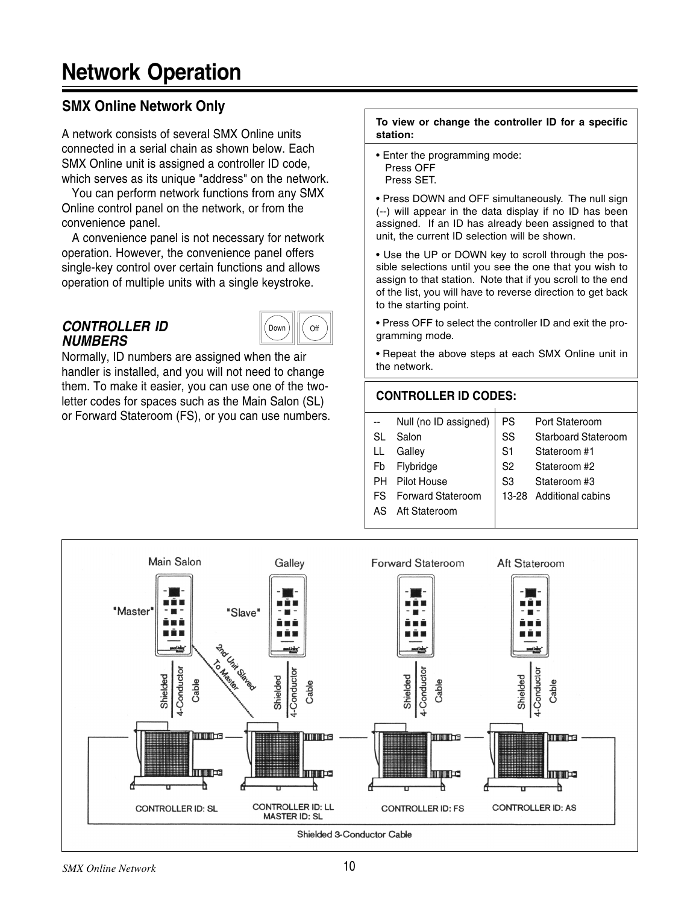# Network Operation

## SMX Online Network Only

A network consists of several SMX Online units connected in a serial chain as shown below. Each SMX Online unit is assigned a controller ID code, which serves as its unique "address" on the network.

You can perform network functions from any SMX Online control panel on the network, or from the convenience panel.

A convenience panel is not necessary for network operation. However, the convenience panel offers single-key control over certain functions and allows operation of multiple units with a single keystroke.

### *CONTROLLER ID NUMBERS*

Down Off

Normally, ID numbers are assigned when the air handler is installed, and you will not need to change them. To make it easier, you can use one of the two-letter codes for spaces such as the Main Salon (SL) or Forward Stateroom (FS), or you can use numbers.

**To view or change the controller ID for a specific station:**

- Enter the programming mode:
  Press OFF
  Press SET.
- Press DOWN and OFF simultaneously. The null sign (--) will appear in the data display if no ID has been assigned. If an ID has already been assigned to that unit, the current ID selection will be shown.
- Use the UP or DOWN key to scroll through the possible selections until you see the one that you wish to assign to that station. Note that if you scroll to the end of the list, you will have to reverse direction to get back to the starting point.
- Press OFF to select the controller ID and exit the programming mode.
- Repeat the above steps at each SMX Online unit in the network.

**CONTROLLER ID CODES:**

| Code | Location | Code | Location |
|---|---|---|---|
| -- | Null (no ID assigned) | PS | Port Stateroom |
| SL | Salon | SS | Starboard Stateroom |
| LL | Galley | S1 | Stateroom #1 |
| Fb | Flybridge | S2 | Stateroom #2 |
| PH | Pilot House | S3 | Stateroom #3 |
| FS | Forward Stateroom | 13-28 | Additional cabins |
| AS | Aft Stateroom | | |

Main Salon "Master" — Shielded 4-Conductor Cable — CONTROLLER ID: SL

Galley "Slave" — 2nd Unit Slaved To Master — Shielded 4-Conductor Cable — CONTROLLER ID: LL, MASTER ID: SL

Forward Stateroom — Shielded 4-Conductor Cable — CONTROLLER ID: FS

Aft Stateroom — Shielded 4-Conductor Cable — CONTROLLER ID: AS

Shielded 3-Conductor Cable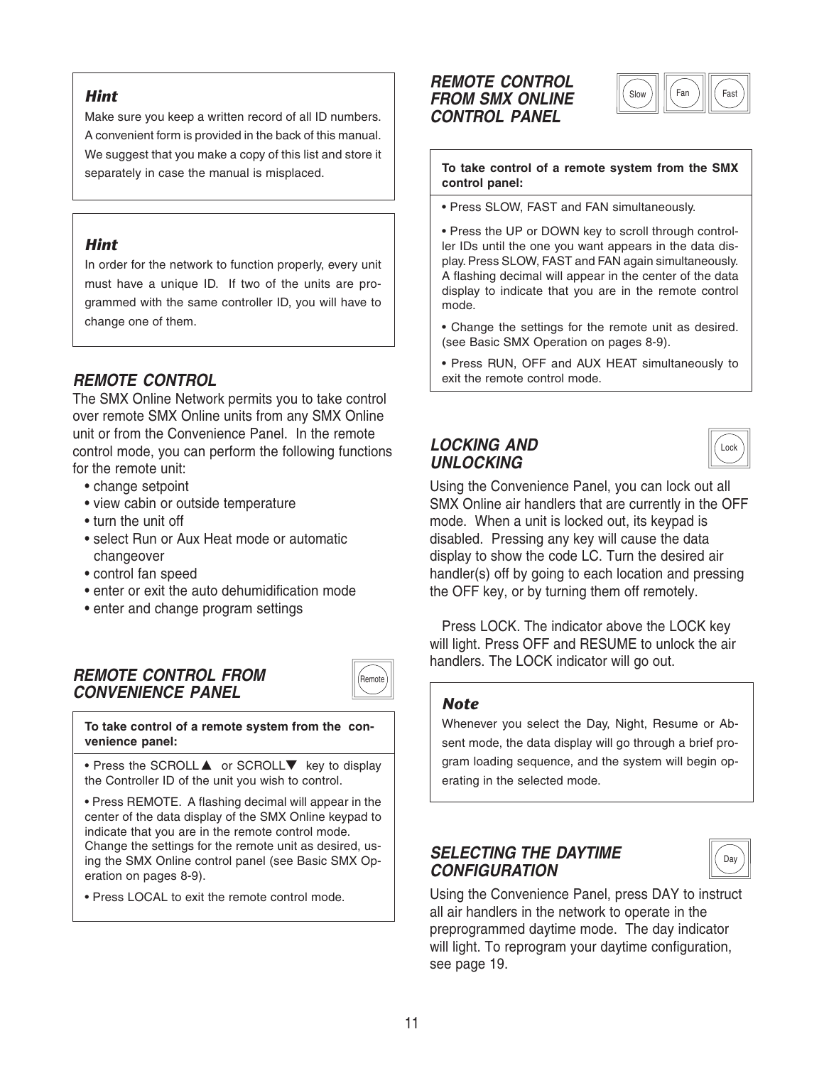### *Hint*

Make sure you keep a written record of all ID numbers. A convenient form is provided in the back of this manual. We suggest that you make a copy of this list and store it separately in case the manual is misplaced.

### *Hint*

In order for the network to function properly, every unit must have a unique ID. If two of the units are programmed with the same controller ID, you will have to change one of them.

## *REMOTE CONTROL*

The SMX Online Network permits you to take control over remote SMX Online units from any SMX Online unit or from the Convenience Panel. In the remote control mode, you can perform the following functions for the remote unit:

- change setpoint
- view cabin or outside temperature
- turn the unit off
- select Run or Aux Heat mode or automatic changeover
- control fan speed
- enter or exit the auto dehumidification mode
- enter and change program settings

## *REMOTE CONTROL FROM CONVENIENCE PANEL*

Remote

**To take control of a remote system from the convenience panel:**

- Press the SCROLL▲ or SCROLL▼ key to display the Controller ID of the unit you wish to control.
- Press REMOTE. A flashing decimal will appear in the center of the data display of the SMX Online keypad to indicate that you are in the remote control mode. Change the settings for the remote unit as desired, using the SMX Online control panel (see Basic SMX Operation on pages 8-9).
- Press LOCAL to exit the remote control mode.

## *REMOTE CONTROL FROM SMX ONLINE CONTROL PANEL*

Slow Fan Fast

**To take control of a remote system from the SMX control panel:**

- Press SLOW, FAST and FAN simultaneously.
- Press the UP or DOWN key to scroll through controller IDs until the one you want appears in the data display. Press SLOW, FAST and FAN again simultaneously. A flashing decimal will appear in the center of the data display to indicate that you are in the remote control mode.
- Change the settings for the remote unit as desired. (see Basic SMX Operation on pages 8-9).
- Press RUN, OFF and AUX HEAT simultaneously to exit the remote control mode.

## *LOCKING AND UNLOCKING*

Lock

Using the Convenience Panel, you can lock out all SMX Online air handlers that are currently in the OFF mode. When a unit is locked out, its keypad is disabled. Pressing any key will cause the data display to show the code LC. Turn the desired air handler(s) off by going to each location and pressing the OFF key, or by turning them off remotely.

Press LOCK. The indicator above the LOCK key will light. Press OFF and RESUME to unlock the air handlers. The LOCK indicator will go out.

### *Note*

Whenever you select the Day, Night, Resume or Absent mode, the data display will go through a brief program loading sequence, and the system will begin operating in the selected mode.

## *SELECTING THE DAYTIME CONFIGURATION*

Day

Using the Convenience Panel, press DAY to instruct all air handlers in the network to operate in the preprogrammed daytime mode. The day indicator will light. To reprogram your daytime configuration, see page 19.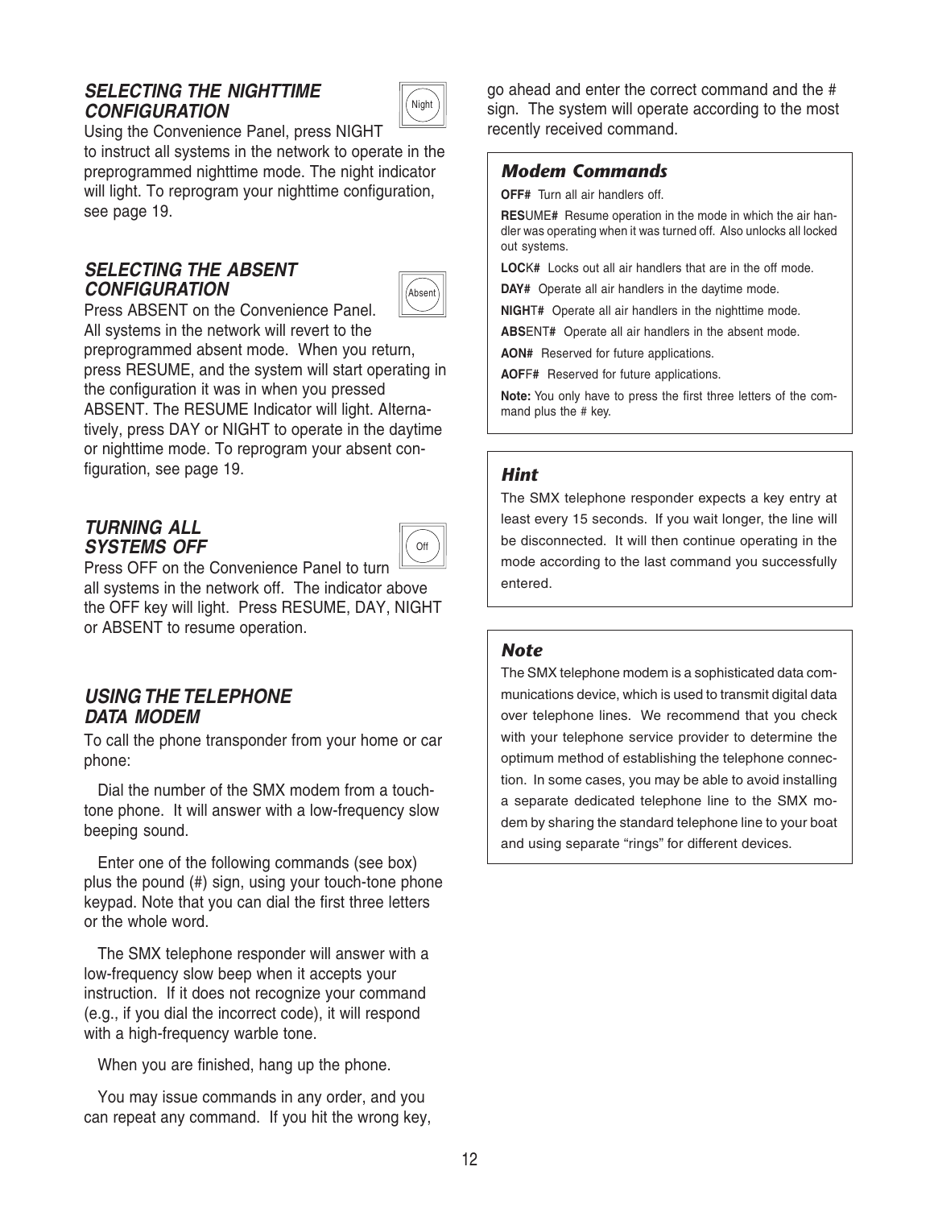### *SELECTING THE NIGHTTIME CONFIGURATION*

Night

Using the Convenience Panel, press NIGHT to instruct all systems in the network to operate in the preprogrammed nighttime mode. The night indicator will light. To reprogram your nighttime configuration, see page 19.

### *SELECTING THE ABSENT CONFIGURATION*

Absent

Press ABSENT on the Convenience Panel. All systems in the network will revert to the preprogrammed absent mode. When you return, press RESUME, and the system will start operating in the configuration it was in when you pressed ABSENT. The RESUME Indicator will light. Alternatively, press DAY or NIGHT to operate in the daytime or nighttime mode. To reprogram your absent configuration, see page 19.

### *TURNING ALL SYSTEMS OFF*

Off

Press OFF on the Convenience Panel to turn all systems in the network off. The indicator above the OFF key will light. Press RESUME, DAY, NIGHT or ABSENT to resume operation.

### *USING THE TELEPHONE DATA MODEM*

To call the phone transponder from your home or car phone:

Dial the number of the SMX modem from a touch-tone phone. It will answer with a low-frequency slow beeping sound.

Enter one of the following commands (see box) plus the pound (#) sign, using your touch-tone phone keypad. Note that you can dial the first three letters or the whole word.

The SMX telephone responder will answer with a low-frequency slow beep when it accepts your instruction. If it does not recognize your command (e.g., if you dial the incorrect code), it will respond with a high-frequency warble tone.

When you are finished, hang up the phone.

You may issue commands in any order, and you can repeat any command. If you hit the wrong key, go ahead and enter the correct command and the # sign. The system will operate according to the most recently received command.

#### *Modem Commands*

**OFF#** Turn all air handlers off.

**RES**UME**#** Resume operation in the mode in which the air handler was operating when it was turned off. Also unlocks all locked out systems.

**LOC**K**#** Locks out all air handlers that are in the off mode.

**DAY#** Operate all air handlers in the daytime mode.

**NIGH**T**#** Operate all air handlers in the nighttime mode.

**ABS**ENT**#** Operate all air handlers in the absent mode.

**AON#** Reserved for future applications.

**AOF**F**#** Reserved for future applications.

**Note:** You only have to press the first three letters of the command plus the # key.

#### *Hint*

The SMX telephone responder expects a key entry at least every 15 seconds. If you wait longer, the line will be disconnected. It will then continue operating in the mode according to the last command you successfully entered.

#### *Note*

The SMX telephone modem is a sophisticated data communications device, which is used to transmit digital data over telephone lines. We recommend that you check with your telephone service provider to determine the optimum method of establishing the telephone connection. In some cases, you may be able to avoid installing a separate dedicated telephone line to the SMX modem by sharing the standard telephone line to your boat and using separate "rings" for different devices.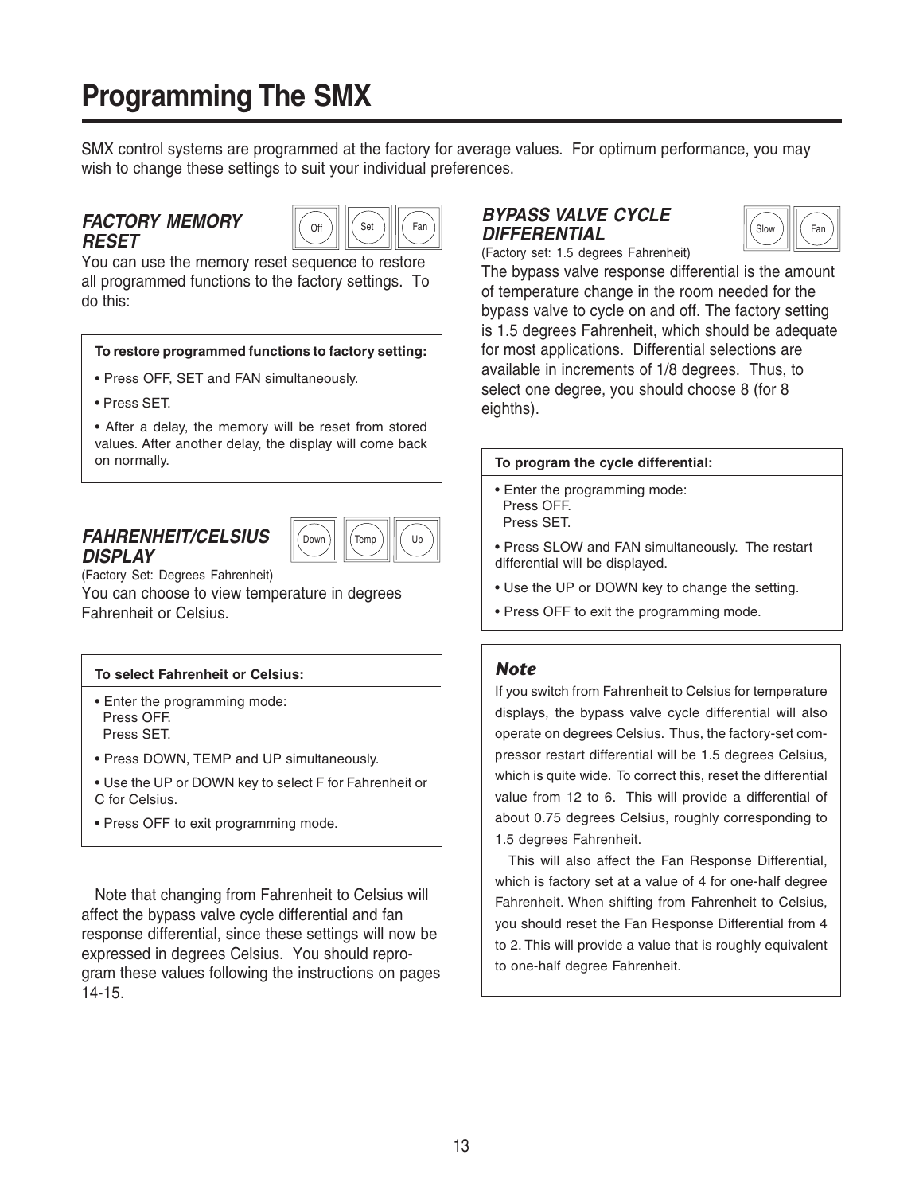# Programming The SMX

SMX control systems are programmed at the factory for average values. For optimum performance, you may wish to change these settings to suit your individual preferences.

## *FACTORY MEMORY RESET*

Off | Set | Fan

You can use the memory reset sequence to restore all programmed functions to the factory settings. To do this:

**To restore programmed functions to factory setting:**

- Press OFF, SET and FAN simultaneously.
- Press SET.
- After a delay, the memory will be reset from stored values. After another delay, the display will come back on normally.

## *FAHRENHEIT/CELSIUS DISPLAY*

Down | Temp | Up

(Factory Set: Degrees Fahrenheit)

You can choose to view temperature in degrees Fahrenheit or Celsius.

**To select Fahrenheit or Celsius:**

- Enter the programming mode:
  Press OFF.
  Press SET.
- Press DOWN, TEMP and UP simultaneously.
- Use the UP or DOWN key to select F for Fahrenheit or C for Celsius.
- Press OFF to exit programming mode.

Note that changing from Fahrenheit to Celsius will affect the bypass valve cycle differential and fan response differential, since these settings will now be expressed in degrees Celsius. You should reprogram these values following the instructions on pages 14-15.

## *BYPASS VALVE CYCLE DIFFERENTIAL*

Slow | Fan

(Factory set: 1.5 degrees Fahrenheit)

The bypass valve response differential is the amount of temperature change in the room needed for the bypass valve to cycle on and off. The factory setting is 1.5 degrees Fahrenheit, which should be adequate for most applications. Differential selections are available in increments of 1/8 degrees. Thus, to select one degree, you should choose 8 (for 8 eighths).

**To program the cycle differential:**

- Enter the programming mode:
  Press OFF.
  Press SET.
- Press SLOW and FAN simultaneously. The restart differential will be displayed.
- Use the UP or DOWN key to change the setting.
- Press OFF to exit the programming mode.

***Note***

If you switch from Fahrenheit to Celsius for temperature displays, the bypass valve cycle differential will also operate on degrees Celsius. Thus, the factory-set compressor restart differential will be 1.5 degrees Celsius, which is quite wide. To correct this, reset the differential value from 12 to 6. This will provide a differential of about 0.75 degrees Celsius, roughly corresponding to 1.5 degrees Fahrenheit.

This will also affect the Fan Response Differential, which is factory set at a value of 4 for one-half degree Fahrenheit. When shifting from Fahrenheit to Celsius, you should reset the Fan Response Differential from 4 to 2. This will provide a value that is roughly equivalent to one-half degree Fahrenheit.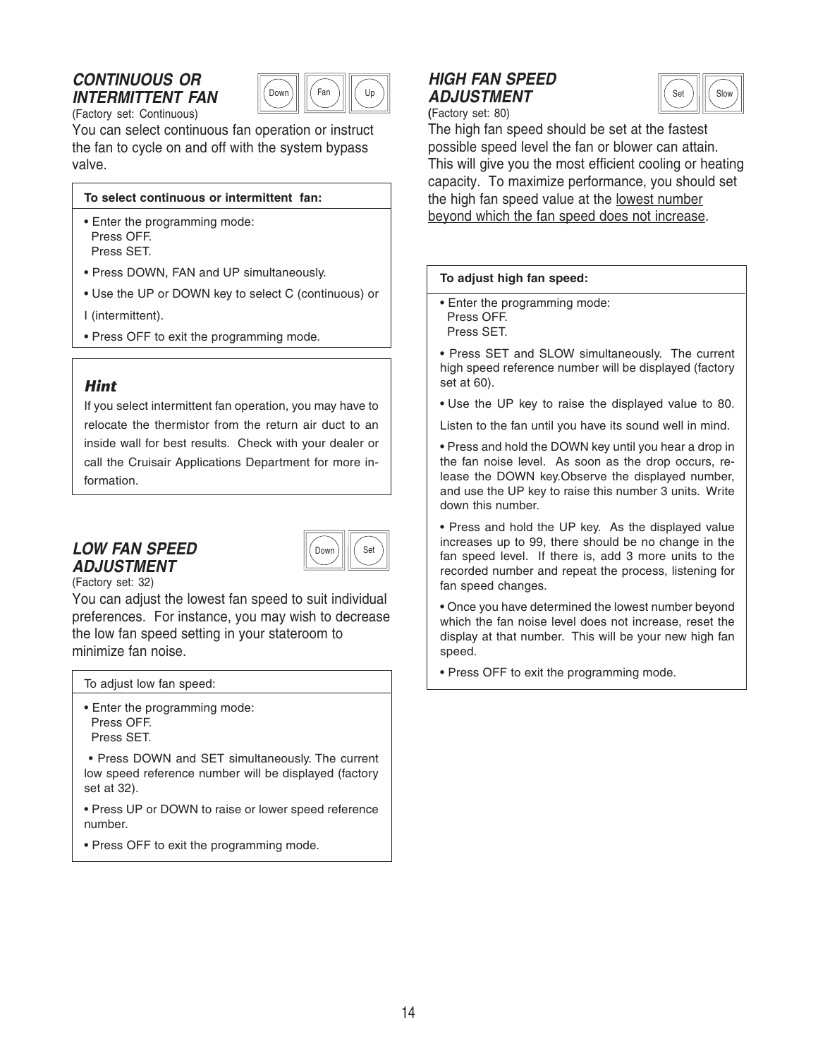## *CONTINUOUS OR INTERMITTENT FAN*

Down | Fan | Up

(Factory set: Continuous)

You can select continuous fan operation or instruct the fan to cycle on and off with the system bypass valve.

**To select continuous or intermittent fan:**

- Enter the programming mode:
  Press OFF.
  Press SET.
- Press DOWN, FAN and UP simultaneously.
- Use the UP or DOWN key to select C (continuous) or I (intermittent).
- Press OFF to exit the programming mode.

### *Hint*

If you select intermittent fan operation, you may have to relocate the thermistor from the return air duct to an inside wall for best results. Check with your dealer or call the Cruisair Applications Department for more information.

## *LOW FAN SPEED ADJUSTMENT*

Down | Set

(Factory set: 32)

You can adjust the lowest fan speed to suit individual preferences. For instance, you may wish to decrease the low fan speed setting in your stateroom to minimize fan noise.

To adjust low fan speed:

- Enter the programming mode:
  Press OFF.
  Press SET.
- Press DOWN and SET simultaneously. The current low speed reference number will be displayed (factory set at 32).
- Press UP or DOWN to raise or lower speed reference number.
- Press OFF to exit the programming mode.

## *HIGH FAN SPEED ADJUSTMENT*

Set | Slow

(Factory set: 80)

The high fan speed should be set at the fastest possible speed level the fan or blower can attain. This will give you the most efficient cooling or heating capacity. To maximize performance, you should set the high fan speed value at the <u>lowest number beyond which the fan speed does not increase</u>.

**To adjust high fan speed:**

- Enter the programming mode:
  Press OFF.
  Press SET.
- Press SET and SLOW simultaneously. The current high speed reference number will be displayed (factory set at 60).
- Use the UP key to raise the displayed value to 80.

Listen to the fan until you have its sound well in mind.

- Press and hold the DOWN key until you hear a drop in the fan noise level. As soon as the drop occurs, release the DOWN key.Observe the displayed number, and use the UP key to raise this number 3 units. Write down this number.
- Press and hold the UP key. As the displayed value increases up to 99, there should be no change in the fan speed level. If there is, add 3 more units to the recorded number and repeat the process, listening for fan speed changes.
- Once you have determined the lowest number beyond which the fan noise level does not increase, reset the display at that number. This will be your new high fan speed.
- Press OFF to exit the programming mode.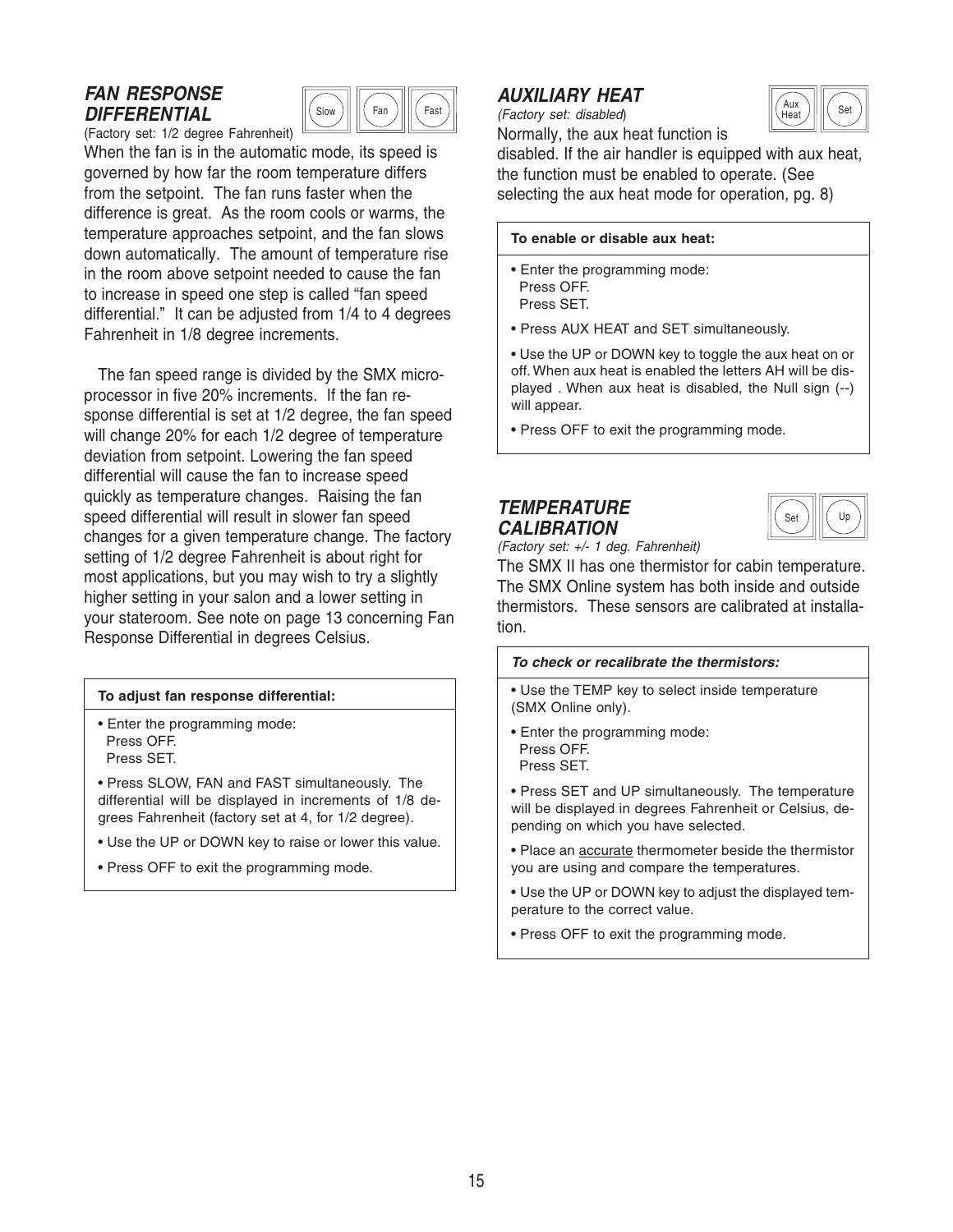## FAN RESPONSE DIFFERENTIAL

Slow | Fan | Fast

*(Factory set: 1/2 degree Fahrenheit)*

When the fan is in the automatic mode, its speed is governed by how far the room temperature differs from the setpoint. The fan runs faster when the difference is great. As the room cools or warms, the temperature approaches setpoint, and the fan slows down automatically. The amount of temperature rise in the room above setpoint needed to cause the fan to increase in speed one step is called "fan speed differential." It can be adjusted from 1/4 to 4 degrees Fahrenheit in 1/8 degree increments.

The fan speed range is divided by the SMX microprocessor in five 20% increments. If the fan response differential is set at 1/2 degree, the fan speed will change 20% for each 1/2 degree of temperature deviation from setpoint. Lowering the fan speed differential will cause the fan to increase speed quickly as temperature changes. Raising the fan speed differential will result in slower fan speed changes for a given temperature change. The factory setting of 1/2 degree Fahrenheit is about right for most applications, but you may wish to try a slightly higher setting in your salon and a lower setting in your stateroom. See note on page 13 concerning Fan Response Differential in degrees Celsius.

**To adjust fan response differential:**

- Enter the programming mode:
  Press OFF.
  Press SET.
- Press SLOW, FAN and FAST simultaneously. The differential will be displayed in increments of 1/8 degrees Fahrenheit (factory set at 4, for 1/2 degree).
- Use the UP or DOWN key to raise or lower this value.
- Press OFF to exit the programming mode.

## AUXILIARY HEAT

Aux Heat | Set

*(Factory set: disabled)*

Normally, the aux heat function is disabled. If the air handler is equipped with aux heat, the function must be enabled to operate. (See selecting the aux heat mode for operation, pg. 8)

**To enable or disable aux heat:**

- Enter the programming mode:
  Press OFF.
  Press SET.
- Press AUX HEAT and SET simultaneously.
- Use the UP or DOWN key to toggle the aux heat on or off. When aux heat is enabled the letters AH will be displayed . When aux heat is disabled, the Null sign (--) will appear.
- Press OFF to exit the programming mode.

## TEMPERATURE CALIBRATION

Set | Up

*(Factory set: +/- 1 deg. Fahrenheit)*

The SMX II has one thermistor for cabin temperature. The SMX Online system has both inside and outside thermistors. These sensors are calibrated at installation.

***To check or recalibrate the thermistors:***

- Use the TEMP key to select inside temperature (SMX Online only).
- Enter the programming mode:
  Press OFF.
  Press SET.
- Press SET and UP simultaneously. The temperature will be displayed in degrees Fahrenheit or Celsius, depending on which you have selected.
- Place an accurate thermometer beside the thermistor you are using and compare the temperatures.
- Use the UP or DOWN key to adjust the displayed temperature to the correct value.
- Press OFF to exit the programming mode.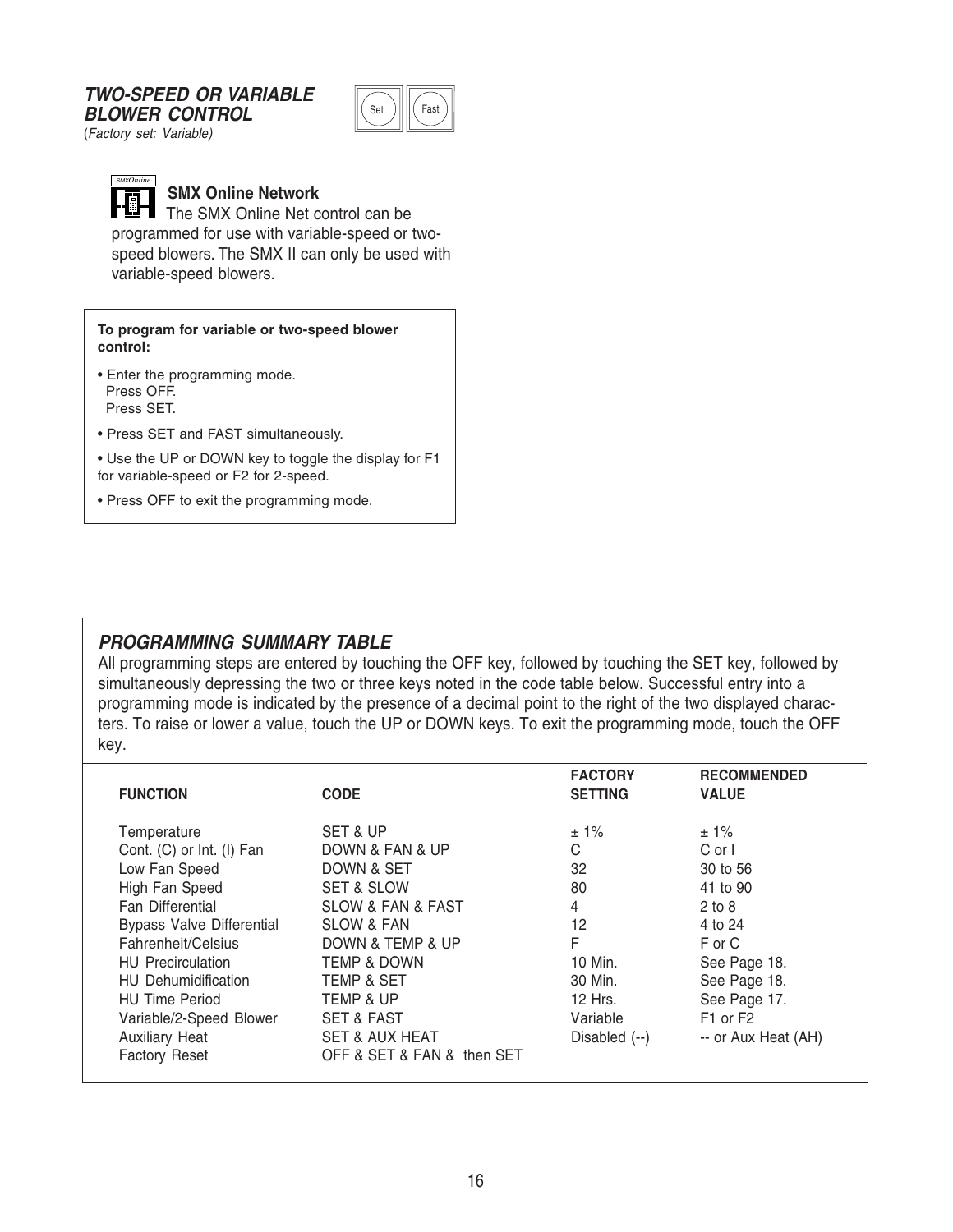### *TWO-SPEED OR VARIABLE BLOWER CONTROL*

(*Factory set: Variable*)

Set Fast

**SMX Online Network**

The SMX Online Net control can be programmed for use with variable-speed or two-speed blowers. The SMX II can only be used with variable-speed blowers.

**To program for variable or two-speed blower control:**

- Enter the programming mode.
  Press OFF.
  Press SET.
- Press SET and FAST simultaneously.
- Use the UP or DOWN key to toggle the display for F1 for variable-speed or F2 for 2-speed.
- Press OFF to exit the programming mode.

### *PROGRAMMING SUMMARY TABLE*

All programming steps are entered by touching the OFF key, followed by touching the SET key, followed by simultaneously depressing the two or three keys noted in the code table below. Successful entry into a programming mode is indicated by the presence of a decimal point to the right of the two displayed characters. To raise or lower a value, touch the UP or DOWN keys. To exit the programming mode, touch the OFF key.

| FUNCTION | CODE | FACTORY SETTING | RECOMMENDED VALUE |
|---|---|---|---|
| Temperature | SET & UP | ± 1% | ± 1% |
| Cont. (C) or Int. (I) Fan | DOWN & FAN & UP | C | C or I |
| Low Fan Speed | DOWN & SET | 32 | 30 to 56 |
| High Fan Speed | SET & SLOW | 80 | 41 to 90 |
| Fan Differential | SLOW & FAN & FAST | 4 | 2 to 8 |
| Bypass Valve Differential | SLOW & FAN | 12 | 4 to 24 |
| Fahrenheit/Celsius | DOWN & TEMP & UP | F | F or C |
| HU Precirculation | TEMP & DOWN | 10 Min. | See Page 18. |
| HU Dehumidification | TEMP & SET | 30 Min. | See Page 18. |
| HU Time Period | TEMP & UP | 12 Hrs. | See Page 17. |
| Variable/2-Speed Blower | SET & FAST | Variable | F1 or F2 |
| Auxiliary Heat | SET & AUX HEAT | Disabled (--) | -- or Aux Heat (AH) |
| Factory Reset | OFF & SET & FAN & then SET | | |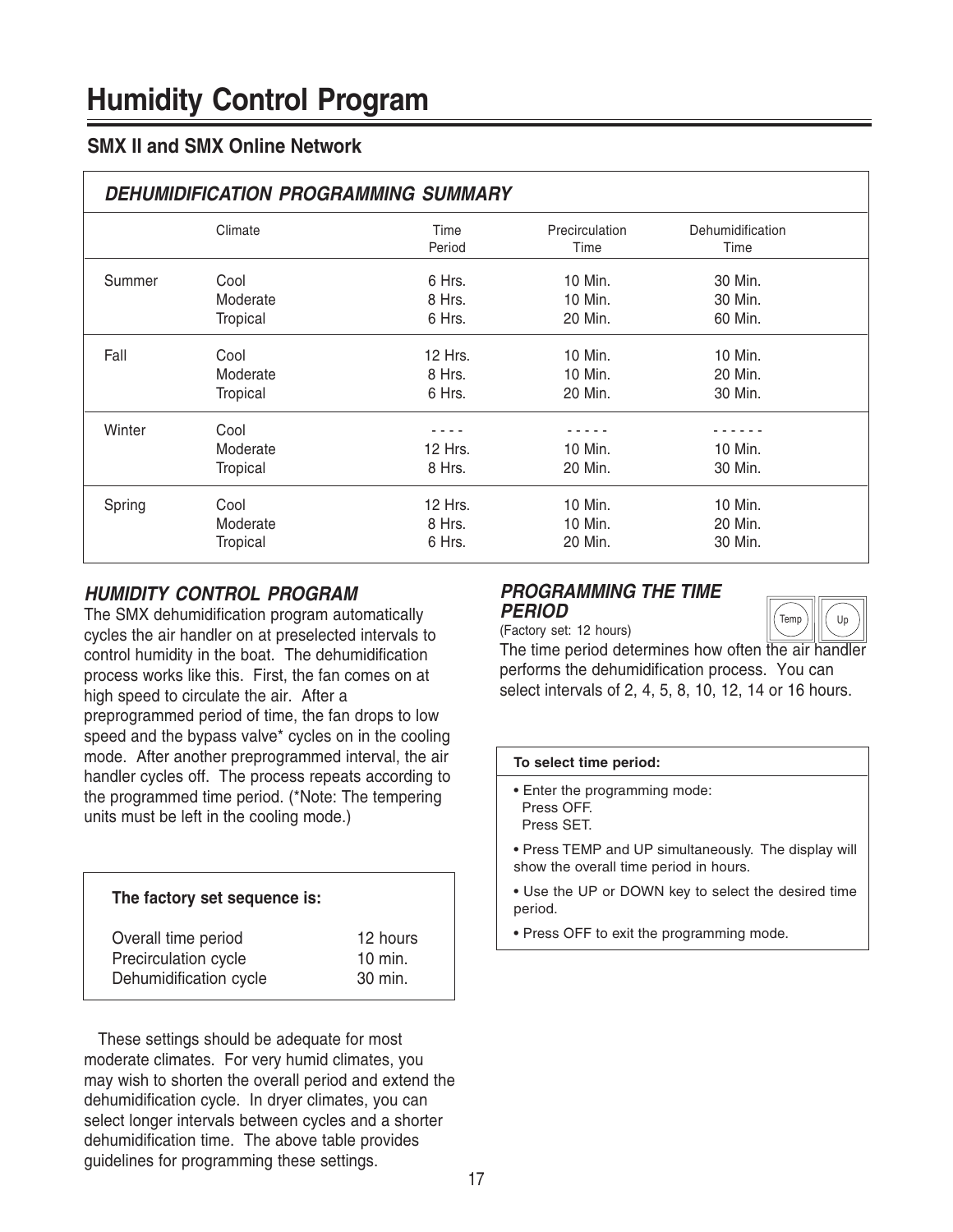# Humidity Control Program

## SMX II and SMX Online Network

### *DEHUMIDIFICATION PROGRAMMING SUMMARY*

| | Climate | Time Period | Precirculation Time | Dehumidification Time |
|---|---|---|---|---|
| Summer | Cool | 6 Hrs. | 10 Min. | 30 Min. |
| | Moderate | 8 Hrs. | 10 Min. | 30 Min. |
| | Tropical | 6 Hrs. | 20 Min. | 60 Min. |
| Fall | Cool | 12 Hrs. | 10 Min. | 10 Min. |
| | Moderate | 8 Hrs. | 10 Min. | 20 Min. |
| | Tropical | 6 Hrs. | 20 Min. | 30 Min. |
| Winter | Cool | - - - - | - - - - - | - - - - - - |
| | Moderate | 12 Hrs. | 10 Min. | 10 Min. |
| | Tropical | 8 Hrs. | 20 Min. | 30 Min. |
| Spring | Cool | 12 Hrs. | 10 Min. | 10 Min. |
| | Moderate | 8 Hrs. | 10 Min. | 20 Min. |
| | Tropical | 6 Hrs. | 20 Min. | 30 Min. |

### *HUMIDITY CONTROL PROGRAM*

The SMX dehumidification program automatically cycles the air handler on at preselected intervals to control humidity in the boat. The dehumidification process works like this. First, the fan comes on at high speed to circulate the air. After a preprogrammed period of time, the fan drops to low speed and the bypass valve* cycles on in the cooling mode. After another preprogrammed interval, the air handler cycles off. The process repeats according to the programmed time period. (*Note: The tempering units must be left in the cooling mode.)

**The factory set sequence is:**

| | |
|---|---|
| Overall time period | 12 hours |
| Precirculation cycle | 10 min. |
| Dehumidification cycle | 30 min. |

These settings should be adequate for most moderate climates. For very humid climates, you may wish to shorten the overall period and extend the dehumidification cycle. In dryer climates, you can select longer intervals between cycles and a shorter dehumidification time. The above table provides guidelines for programming these settings.

### *PROGRAMMING THE TIME PERIOD*

(Factory set: 12 hours)

Temp | Up

The time period determines how often the air handler performs the dehumidification process. You can select intervals of 2, 4, 5, 8, 10, 12, 14 or 16 hours.

**To select time period:**

- Enter the programming mode:
  Press OFF.
  Press SET.
- Press TEMP and UP simultaneously. The display will show the overall time period in hours.
- Use the UP or DOWN key to select the desired time period.
- Press OFF to exit the programming mode.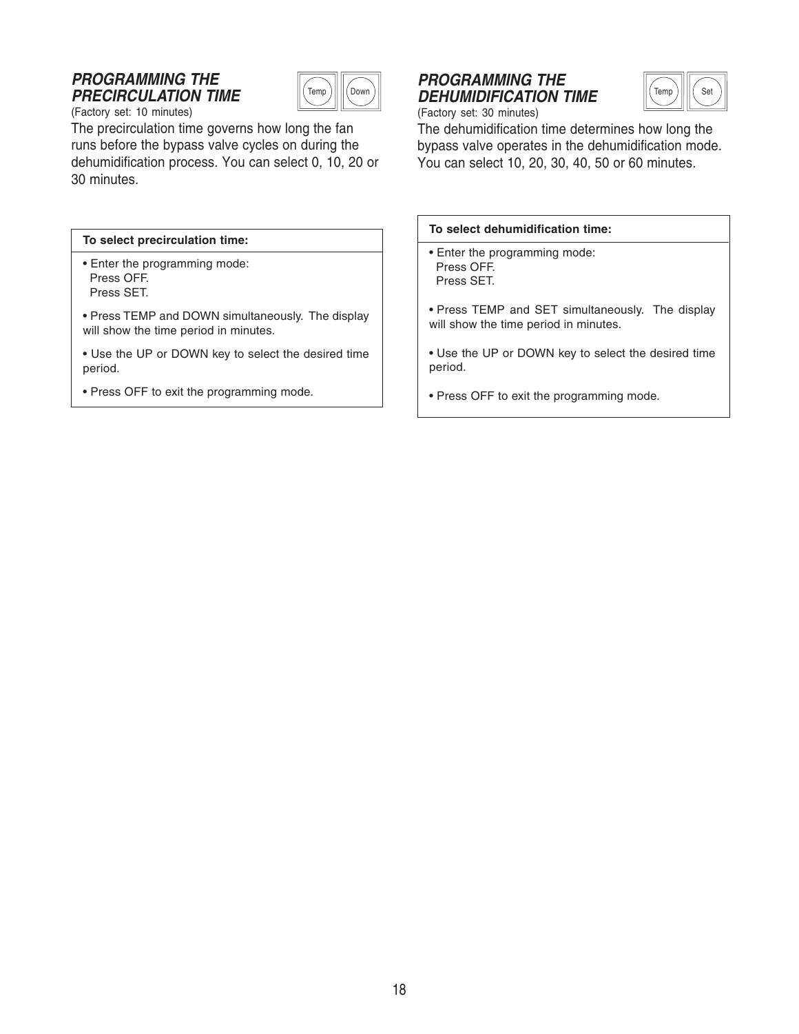## *PROGRAMMING THE PRECIRCULATION TIME*

Temp | Down

(Factory set: 10 minutes)

The precirculation time governs how long the fan runs before the bypass valve cycles on during the dehumidification process. You can select 0, 10, 20 or 30 minutes.

**To select precirculation time:**

- Enter the programming mode:
  Press OFF.
  Press SET.
- Press TEMP and DOWN simultaneously. The display will show the time period in minutes.
- Use the UP or DOWN key to select the desired time period.
- Press OFF to exit the programming mode.

## *PROGRAMMING THE DEHUMIDIFICATION TIME*

Temp | Set

(Factory set: 30 minutes)

The dehumidification time determines how long the bypass valve operates in the dehumidification mode. You can select 10, 20, 30, 40, 50 or 60 minutes.

**To select dehumidification time:**

- Enter the programming mode:
  Press OFF.
  Press SET.
- Press TEMP and SET simultaneously. The display will show the time period in minutes.
- Use the UP or DOWN key to select the desired time period.
- Press OFF to exit the programming mode.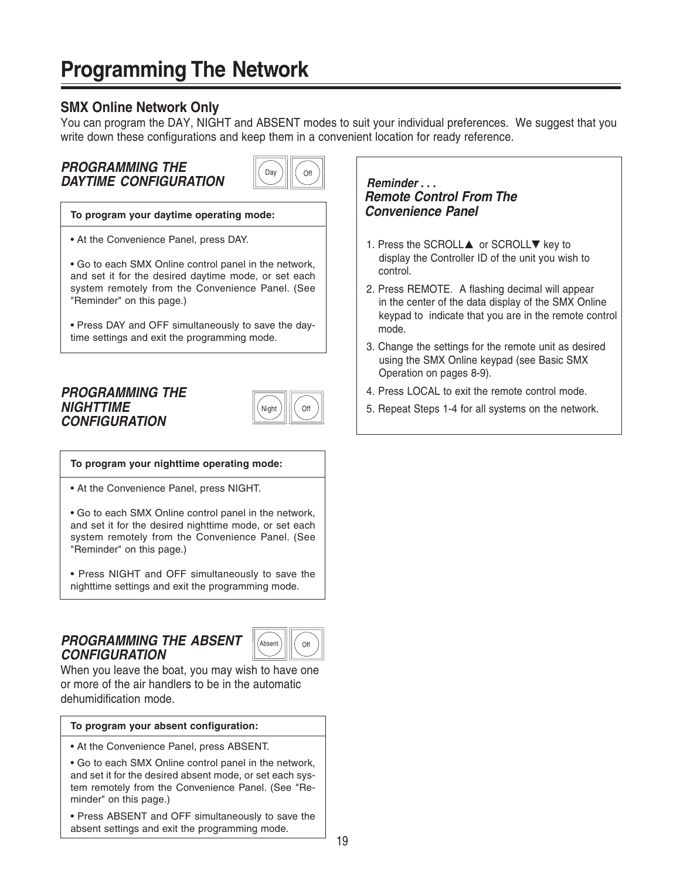# Programming The Network

## SMX Online Network Only

You can program the DAY, NIGHT and ABSENT modes to suit your individual preferences. We suggest that you write down these configurations and keep them in a convenient location for ready reference.

### *PROGRAMMING THE DAYTIME CONFIGURATION*

Day | Off

**To program your daytime operating mode:**

- At the Convenience Panel, press DAY.
- Go to each SMX Online control panel in the network, and set it for the desired daytime mode, or set each system remotely from the Convenience Panel. (See "Reminder" on this page.)
- Press DAY and OFF simultaneously to save the daytime settings and exit the programming mode.

### *PROGRAMMING THE NIGHTTIME CONFIGURATION*

Night | Off

**To program your nighttime operating mode:**

- At the Convenience Panel, press NIGHT.
- Go to each SMX Online control panel in the network, and set it for the desired nighttime mode, or set each system remotely from the Convenience Panel. (See "Reminder" on this page.)
- Press NIGHT and OFF simultaneously to save the nighttime settings and exit the programming mode.

### *PROGRAMMING THE ABSENT CONFIGURATION*

Absent | Off

When you leave the boat, you may wish to have one or more of the air handlers to be in the automatic dehumidification mode.

**To program your absent configuration:**

- At the Convenience Panel, press ABSENT.
- Go to each SMX Online control panel in the network, and set it for the desired absent mode, or set each system remotely from the Convenience Panel. (See "Reminder" on this page.)
- Press ABSENT and OFF simultaneously to save the absent settings and exit the programming mode.

***Reminder . . .***

### *Remote Control From The Convenience Panel*

1. Press the SCROLL▲ or SCROLL▼ key to display the Controller ID of the unit you wish to control.
2. Press REMOTE. A flashing decimal will appear in the center of the data display of the SMX Online keypad to indicate that you are in the remote control mode.
3. Change the settings for the remote unit as desired using the SMX Online keypad (see Basic SMX Operation on pages 8-9).
4. Press LOCAL to exit the remote control mode.
5. Repeat Steps 1-4 for all systems on the network.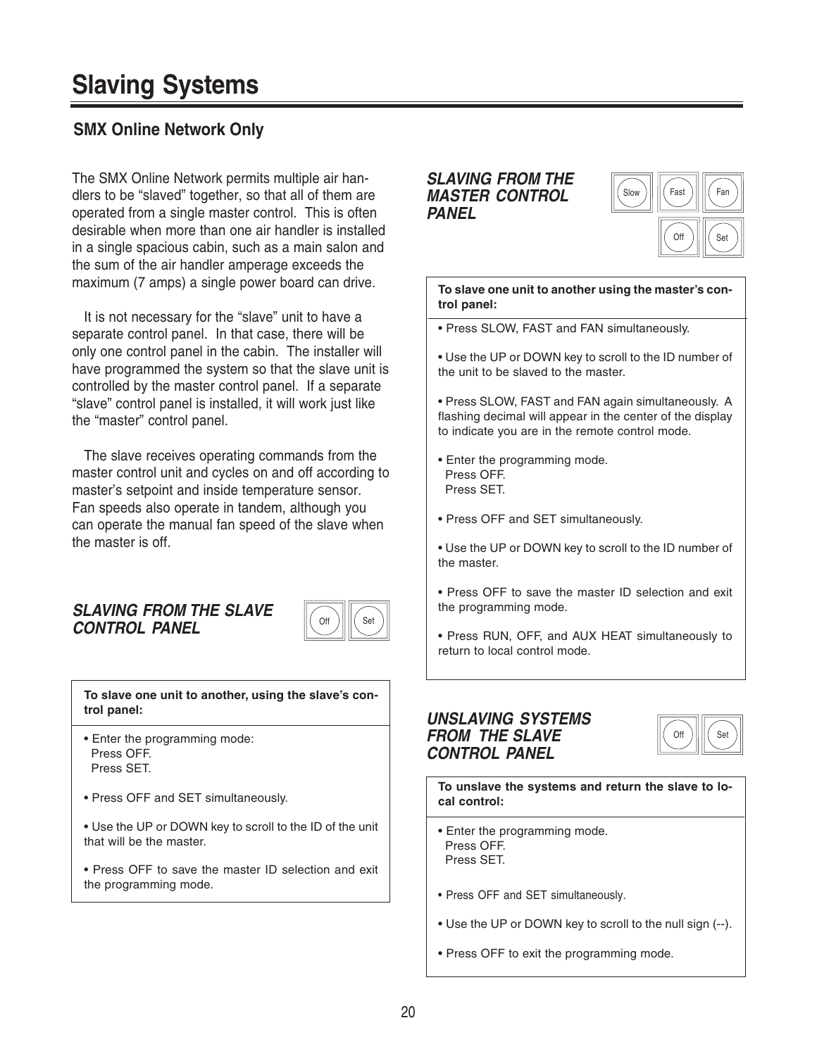# Slaving Systems

## SMX Online Network Only

The SMX Online Network permits multiple air handlers to be "slaved" together, so that all of them are operated from a single master control. This is often desirable when more than one air handler is installed in a single spacious cabin, such as a main salon and the sum of the air handler amperage exceeds the maximum (7 amps) a single power board can drive.

It is not necessary for the "slave" unit to have a separate control panel. In that case, there will be only one control panel in the cabin. The installer will have programmed the system so that the slave unit is controlled by the master control panel. If a separate "slave" control panel is installed, it will work just like the "master" control panel.

The slave receives operating commands from the master control unit and cycles on and off according to master's setpoint and inside temperature sensor. Fan speeds also operate in tandem, although you can operate the manual fan speed of the slave when the master is off.

### *SLAVING FROM THE SLAVE CONTROL PANEL*

Off | Set

**To slave one unit to another, using the slave's control panel:**

- Enter the programming mode:
  Press OFF.
  Press SET.
- Press OFF and SET simultaneously.
- Use the UP or DOWN key to scroll to the ID of the unit that will be the master.
- Press OFF to save the master ID selection and exit the programming mode.

### *SLAVING FROM THE MASTER CONTROL PANEL*

Slow | Fast | Fan
Off | Set

**To slave one unit to another using the master's control panel:**

- Press SLOW, FAST and FAN simultaneously.
- Use the UP or DOWN key to scroll to the ID number of the unit to be slaved to the master.
- Press SLOW, FAST and FAN again simultaneously. A flashing decimal will appear in the center of the display to indicate you are in the remote control mode.
- Enter the programming mode.
  Press OFF.
  Press SET.
- Press OFF and SET simultaneously.
- Use the UP or DOWN key to scroll to the ID number of the master.
- Press OFF to save the master ID selection and exit the programming mode.
- Press RUN, OFF, and AUX HEAT simultaneously to return to local control mode.

### *UNSLAVING SYSTEMS FROM THE SLAVE CONTROL PANEL*

Off | Set

**To unslave the systems and return the slave to local control:**

- Enter the programming mode.
  Press OFF.
  Press SET.
- Press OFF and SET simultaneously.
- Use the UP or DOWN key to scroll to the null sign (--).
- Press OFF to exit the programming mode.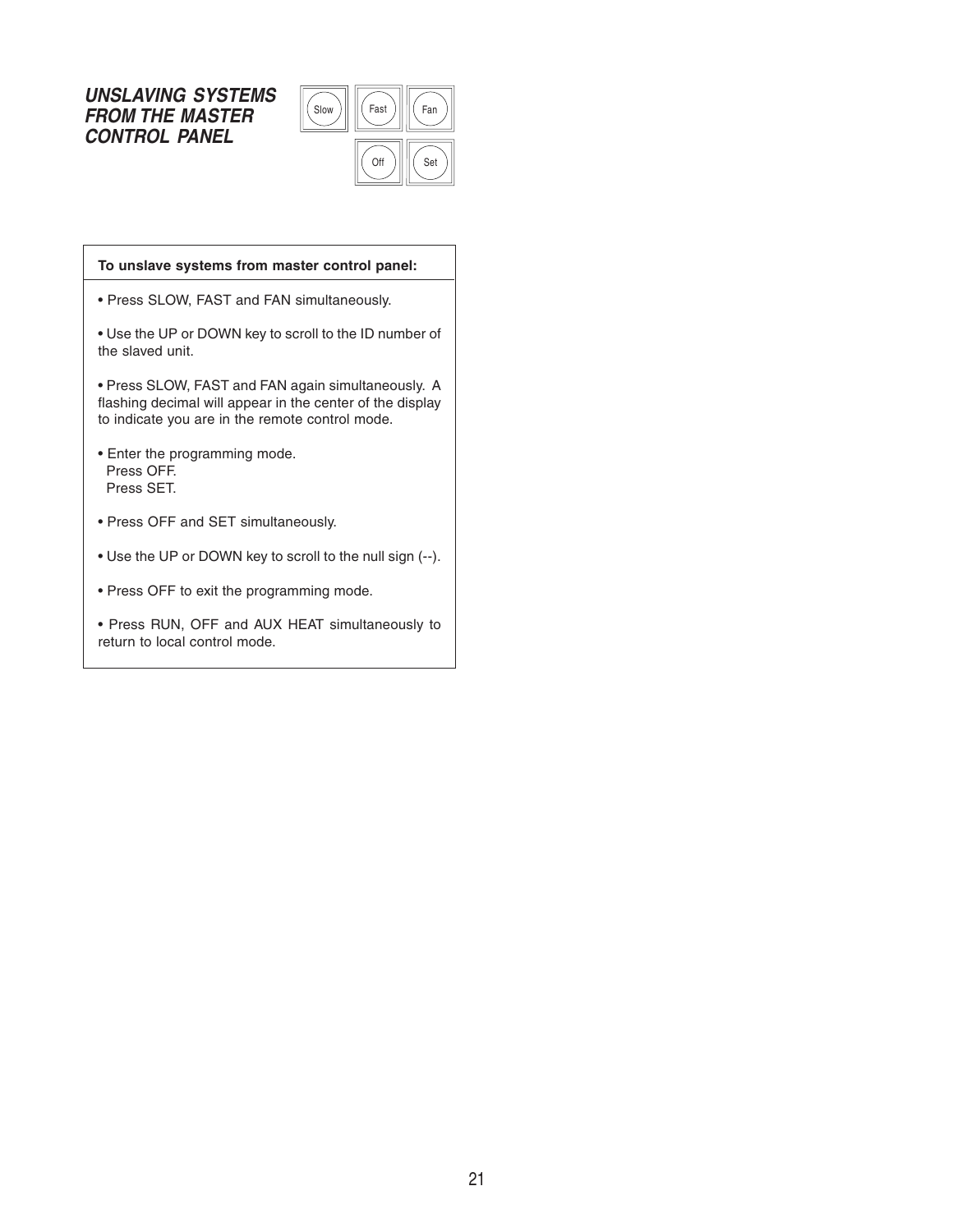## *UNSLAVING SYSTEMS FROM THE MASTER CONTROL PANEL*

Slow | Fast | Fan

Off | Set

**To unslave systems from master control panel:**

- Press SLOW, FAST and FAN simultaneously.
- Use the UP or DOWN key to scroll to the ID number of the slaved unit.
- Press SLOW, FAST and FAN again simultaneously. A flashing decimal will appear in the center of the display to indicate you are in the remote control mode.
- Enter the programming mode.  
  Press OFF.  
  Press SET.
- Press OFF and SET simultaneously.
- Use the UP or DOWN key to scroll to the null sign (--).
- Press OFF to exit the programming mode.
- Press RUN, OFF and AUX HEAT simultaneously to return to local control mode.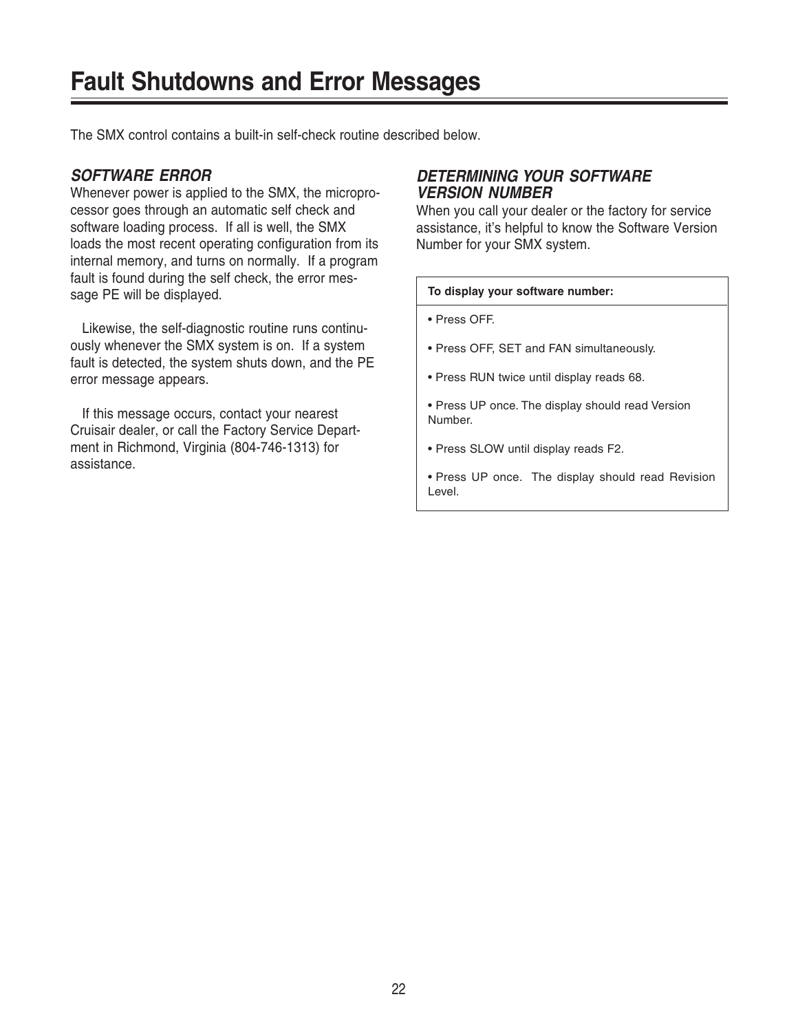# Fault Shutdowns and Error Messages

The SMX control contains a built-in self-check routine described below.

### *SOFTWARE ERROR*

Whenever power is applied to the SMX, the microprocessor goes through an automatic self check and software loading process. If all is well, the SMX loads the most recent operating configuration from its internal memory, and turns on normally. If a program fault is found during the self check, the error message PE will be displayed.

Likewise, the self-diagnostic routine runs continuously whenever the SMX system is on. If a system fault is detected, the system shuts down, and the PE error message appears.

If this message occurs, contact your nearest Cruisair dealer, or call the Factory Service Department in Richmond, Virginia (804-746-1313) for assistance.

### *DETERMINING YOUR SOFTWARE VERSION NUMBER*

When you call your dealer or the factory for service assistance, it's helpful to know the Software Version Number for your SMX system.

**To display your software number:**

- Press OFF.
- Press OFF, SET and FAN simultaneously.
- Press RUN twice until display reads 68.
- Press UP once. The display should read Version Number.
- Press SLOW until display reads F2.
- Press UP once. The display should read Revision Level.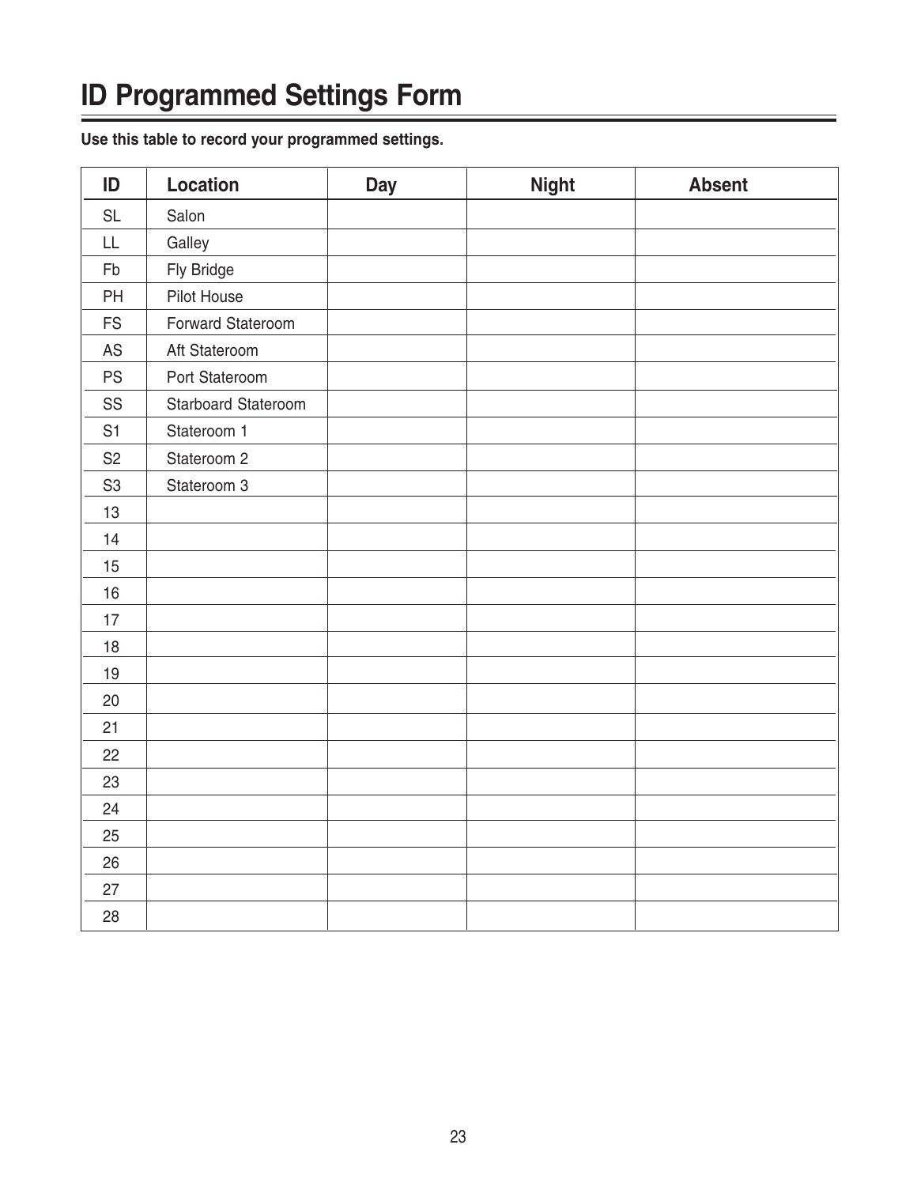# ID Programmed Settings Form

**Use this table to record your programmed settings.**

| ID | Location | Day | Night | Absent |
|---|---|---|---|---|
| SL | Salon | | | |
| LL | Galley | | | |
| Fb | Fly Bridge | | | |
| PH | Pilot House | | | |
| FS | Forward Stateroom | | | |
| AS | Aft Stateroom | | | |
| PS | Port Stateroom | | | |
| SS | Starboard Stateroom | | | |
| S1 | Stateroom 1 | | | |
| S2 | Stateroom 2 | | | |
| S3 | Stateroom 3 | | | |
| 13 | | | | |
| 14 | | | | |
| 15 | | | | |
| 16 | | | | |
| 17 | | | | |
| 18 | | | | |
| 19 | | | | |
| 20 | | | | |
| 21 | | | | |
| 22 | | | | |
| 23 | | | | |
| 24 | | | | |
| 25 | | | | |
| 26 | | | | |
| 27 | | | | |
| 28 | | | | |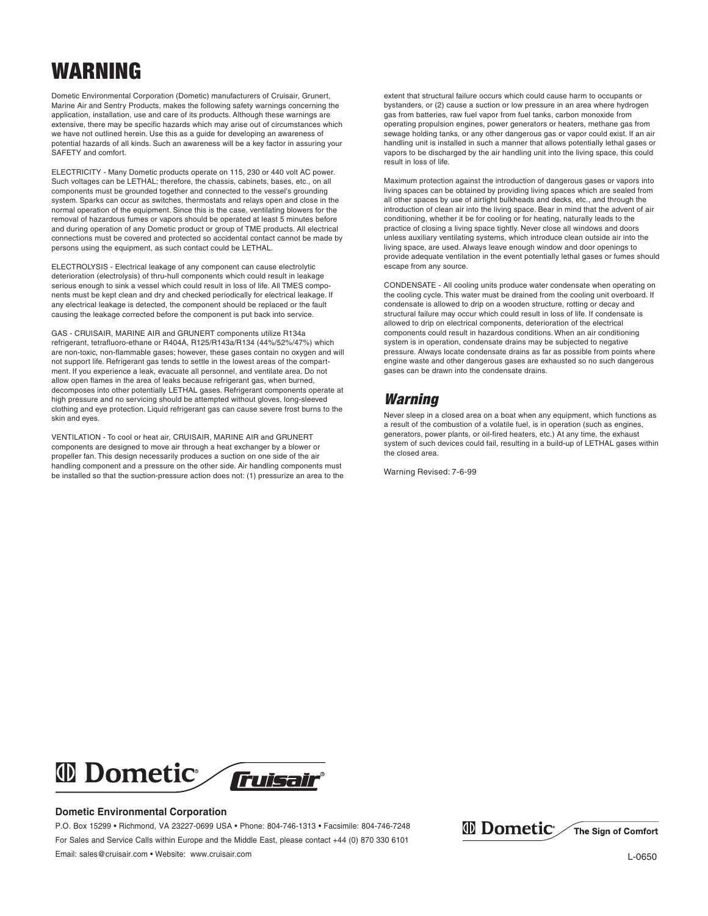# WARNING

Dometic Environmental Corporation (Dometic) manufacturers of Cruisair, Grunert, Marine Air and Sentry Products, makes the following safety warnings concerning the application, installation, use and care of its products. Although these warnings are extensive, there may be specific hazards which may arise out of circumstances which we have not outlined herein. Use this as a guide for developing an awareness of potential hazards of all kinds. Such an awareness will be a key factor in assuring your SAFETY and comfort.

ELECTRICITY - Many Dometic products operate on 115, 230 or 440 volt AC power. Such voltages can be LETHAL; therefore, the chassis, cabinets, bases, etc., on all components must be grounded together and connected to the vessel's grounding system. Sparks can occur as switches, thermostats and relays open and close in the normal operation of the equipment. Since this is the case, ventilating blowers for the removal of hazardous fumes or vapors should be operated at least 5 minutes before and during operation of any Dometic product or group of TME products. All electrical connections must be covered and protected so accidental contact cannot be made by persons using the equipment, as such contact could be LETHAL.

ELECTROLYSIS - Electrical leakage of any component can cause electrolytic deterioration (electrolysis) of thru-hull components which could result in leakage serious enough to sink a vessel which could result in loss of life. All TMES components must be kept clean and dry and checked periodically for electrical leakage. If any electrical leakage is detected, the component should be replaced or the fault causing the leakage corrected before the component is put back into service.

GAS - CRUISAIR, MARINE AIR and GRUNERT components utilize R134a refrigerant, tetrafluoro-ethane or R404A, R125/R143a/R134 (44%/52%/47%) which are non-toxic, non-flammable gases; however, these gases contain no oxygen and will not support life. Refrigerant gas tends to settle in the lowest areas of the compartment. If you experience a leak, evacuate all personnel, and ventilate area. Do not allow open flames in the area of leaks because refrigerant gas, when burned, decomposes into other potentially LETHAL gases. Refrigerant components operate at high pressure and no servicing should be attempted without gloves, long-sleeved clothing and eye protection. Liquid refrigerant gas can cause severe frost burns to the skin and eyes.

VENTILATION - To cool or heat air, CRUISAIR, MARINE AIR and GRUNERT components are designed to move air through a heat exchanger by a blower or propeller fan. This design necessarily produces a suction on one side of the air handling component and a pressure on the other side. Air handling components must be installed so that the suction-pressure action does not: (1) pressurize an area to the extent that structural failure occurs which could cause harm to occupants or bystanders, or (2) cause a suction or low pressure in an area where hydrogen gas from batteries, raw fuel vapor from fuel tanks, carbon monoxide from operating propulsion engines, power generators or heaters, methane gas from sewage holding tanks, or any other dangerous gas or vapor could exist. If an air handling unit is installed in such a manner that allows potentially lethal gases or vapors to be discharged by the air handling unit into the living space, this could result in loss of life.

Maximum protection against the introduction of dangerous gases or vapors into living spaces can be obtained by providing living spaces which are sealed from all other spaces by use of airtight bulkheads and decks, etc., and through the introduction of clean air into the living space. Bear in mind that the advent of air conditioning, whether it be for cooling or for heating, naturally leads to the practice of closing a living space tightly. Never close all windows and doors unless auxiliary ventilating systems, which introduce clean outside air into the living space, are used. Always leave enough window and door openings to provide adequate ventilation in the event potentially lethal gases or fumes should escape from any source.

CONDENSATE - All cooling units produce water condensate when operating on the cooling cycle. This water must be drained from the cooling unit overboard. If condensate is allowed to drip on a wooden structure, rotting or decay and structural failure may occur which could result in loss of life. If condensate is allowed to drip on electrical components, deterioration of the electrical components could result in hazardous conditions. When an air conditioning system is in operation, condensate drains may be subjected to negative pressure. Always locate condensate drains as far as possible from points where engine waste and other dangerous gases are exhausted so no such dangerous gases can be drawn into the condensate drains.

## *Warning*

Never sleep in a closed area on a boat when any equipment, which functions as a result of the combustion of a volatile fuel, is in operation (such as engines, generators, power plants, or oil-fired heaters, etc.) At any time, the exhaust system of such devices could fail, resulting in a build-up of LETHAL gases within the closed area.

Warning Revised: 7-6-99

Dometic® Cruisair®

**Dometic Environmental Corporation**

P.O. Box 15299 • Richmond, VA 23227-0699 USA • Phone: 804-746-1313 • Facsimile: 804-746-7248

For Sales and Service Calls within Europe and the Middle East, please contact +44 (0) 870 330 6101

Email: sales@cruisair.com • Website: www.cruisair.com

Dometic® The Sign of Comfort

L-0650